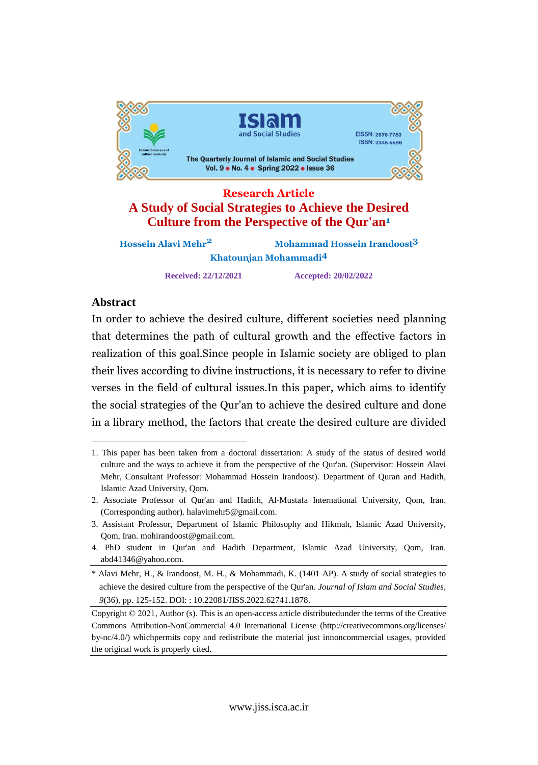Research Article

# A Study of Social Strategies to Achieve the Desired Culture from the Perspective of the Qur'an[1]

**Hossein Alavi Mehr[2]** **Mohammad Hossein Irandoost[3]**
**Khatounjan Mohammadi[4]**

**Received: 22/12/2021** **Accepted: 20/02/2022**

## Abstract

In order to achieve the desired culture, different societies need planning that determines the path of cultural growth and the effective factors in realization of this goal.Since people in Islamic society are obliged to plan their lives according to divine instructions, it is necessary to refer to divine verses in the field of cultural issues.In this paper, which aims to identify the social strategies of the Qur'an to achieve the desired culture and done in a library method, the factors that create the desired culture are divided

---

1. This paper has been taken from a doctoral dissertation: A study of the status of desired world culture and the ways to achieve it from the perspective of the Qur'an. (Supervisor: Hossein Alavi Mehr, Consultant Professor: Mohammad Hossein Irandoost). Department of Quran and Hadith, Islamic Azad University, Qom.
2. Associate Professor of Qur'an and Hadith, Al-Mustafa International University, Qom, Iran. (Corresponding author). halavimehr5@gmail.com.
3. Assistant Professor, Department of Islamic Philosophy and Hikmah, Islamic Azad University, Qom, Iran. mohirandoost@gmail.com.
4. PhD student in Qur'an and Hadith Department, Islamic Azad University, Qom, Iran. abd41346@yahoo.com.

\* Alavi Mehr, H., & Irandoost, M. H., & Mohammadi, K. (1401 AP). A study of social strategies to achieve the desired culture from the perspective of the Qur'an. *Journal of Islam and Social Studies*, *9*(36), pp. 125-152. DOI: : 10.22081/JISS.2022.62741.1878.

Copyright © 2021, Author (s). This is an open-access article distributedunder the terms of the Creative Commons Attribution-NonCommercial 4.0 International License (http://creativecommons.org/licenses/by-nc/4.0/) whichpermits copy and redistribute the material just innoncommercial usages, provided the original work is properly cited.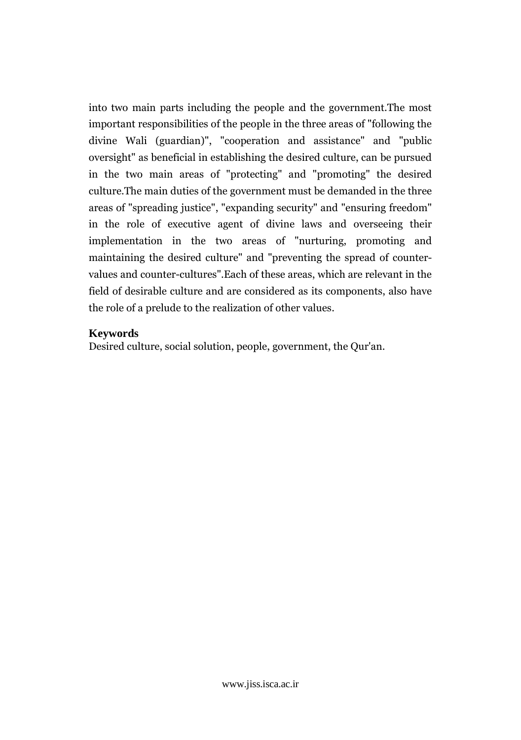into two main parts including the people and the government.The most important responsibilities of the people in the three areas of "following the divine Wali (guardian)", "cooperation and assistance" and "public oversight" as beneficial in establishing the desired culture, can be pursued in the two main areas of "protecting" and "promoting" the desired culture.The main duties of the government must be demanded in the three areas of "spreading justice", "expanding security" and "ensuring freedom" in the role of executive agent of divine laws and overseeing their implementation in the two areas of "nurturing, promoting and maintaining the desired culture" and "preventing the spread of counter-values and counter-cultures".Each of these areas, which are relevant in the field of desirable culture and are considered as its components, also have the role of a prelude to the realization of other values.

**Keywords**

Desired culture, social solution, people, government, the Qur'an.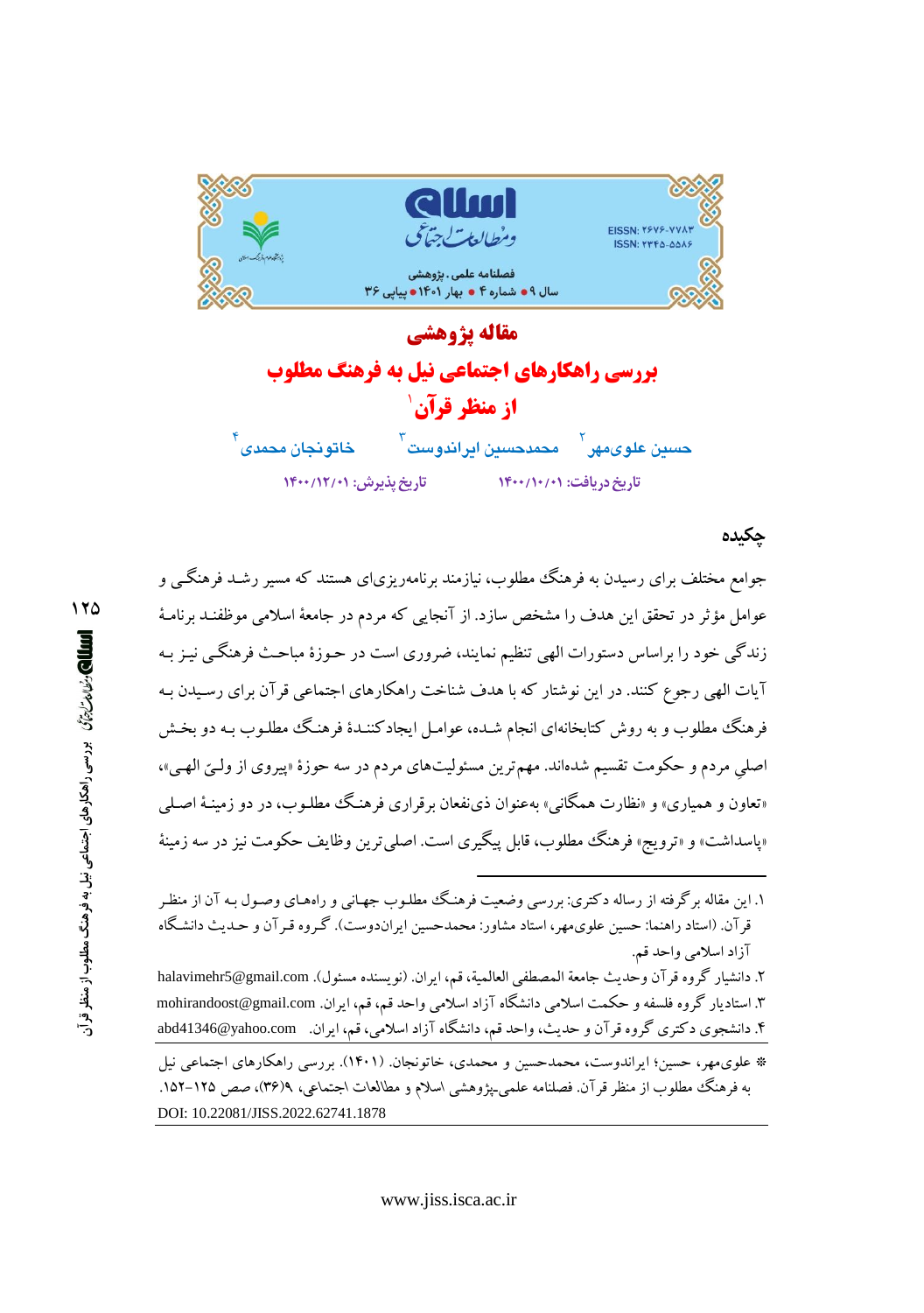مقاله پژوهشی

# بررسی راهکارهای اجتماعی نیل به فرهنگ مطلوب از منظر قرآن[1]

حسین علوی‌مهر[2] &nbsp;&nbsp; محمدحسین ایراندوست[3] &nbsp;&nbsp; خاتونجان محمدی[4]

تاریخ دریافت: ۱۴۰۰/۱۰/۰۱ &nbsp;&nbsp; تاریخ پذیرش: ۱۴۰۰/۱۲/۰۱

## چکیده

جوامع مختلف برای رسیدن به فرهنگ مطلوب، نیازمند برنامه‌ریزی‌ای هستند که مسیر رشد فرهنگی و عوامل مؤثر در تحقق این هدف را مشخص سازد. از آنجایی که مردم در جامعهٔ اسلامی موظفند برنامهٔ زندگی خود را براساس دستورات الهی تنظیم نمایند، ضروری است در حوزهٔ مباحث فرهنگی نیز به آیات الهی رجوع کنند. در این نوشتار که با هدف شناخت راهکارهای اجتماعی قرآن برای رسیدن به فرهنگ مطلوب و به روش کتابخانه‌ای انجام شده، عوامل ایجادکنندهٔ فرهنگ مطلوب به دو بخش اصلیِ مردم و حکومت تقسیم شده‌اند. مهم‌ترین مسئولیت‌های مردم در سه حوزهٔ «پیروی از ولیّ الهی»، «تعاون و همیاری» و «نظارت همگانی» به‌عنوان ذی‌نفعان برقراری فرهنگ مطلوب، در دو زمینهٔ اصلی «پاسداشت» و «ترویج» فرهنگ مطلوب، قابل پیگیری است. اصلی‌ترین وظایف حکومت نیز در سه زمینهٔ

---

۱. این مقاله برگرفته از رساله دکتری: بررسی وضعیت فرهنگ مطلوب جهانی و راه‌های وصول به آن از منظر قرآن. (استاد راهنما: حسین علوی‌مهر، استاد مشاور: محمدحسین ایراندوست). گروه قرآن و حدیث دانشگاه آزاد اسلامی واحد قم.

۲. دانشیار گروه قرآن وحدیث جامعة المصطفی العالمیة، قم، ایران. (نویسنده مسئول). halavimehr5@gmail.com

۳. استادیار گروه فلسفه و حکمت اسلامی دانشگاه آزاد اسلامی واحد قم، قم، ایران. mohirandoost@gmail.com

۴. دانشجوی دکتری گروه قرآن و حدیث، واحد قم، دانشگاه آزاد اسلامی، قم، ایران. abd41346@yahoo.com

* علوی‌مهر، حسین؛ ایراندوست، محمدحسین و محمدی، خاتونجان. (۱۴۰۱). بررسی راهکارهای اجتماعی نیل به فرهنگ مطلوب از منظر قرآن. فصلنامه علمی-پژوهشی اسلام و مطالعات اجتماعی، ۹(۳۶)، صص ۱۲۵-۱۵۲.
DOI: 10.22081/JISS.2022.62741.1878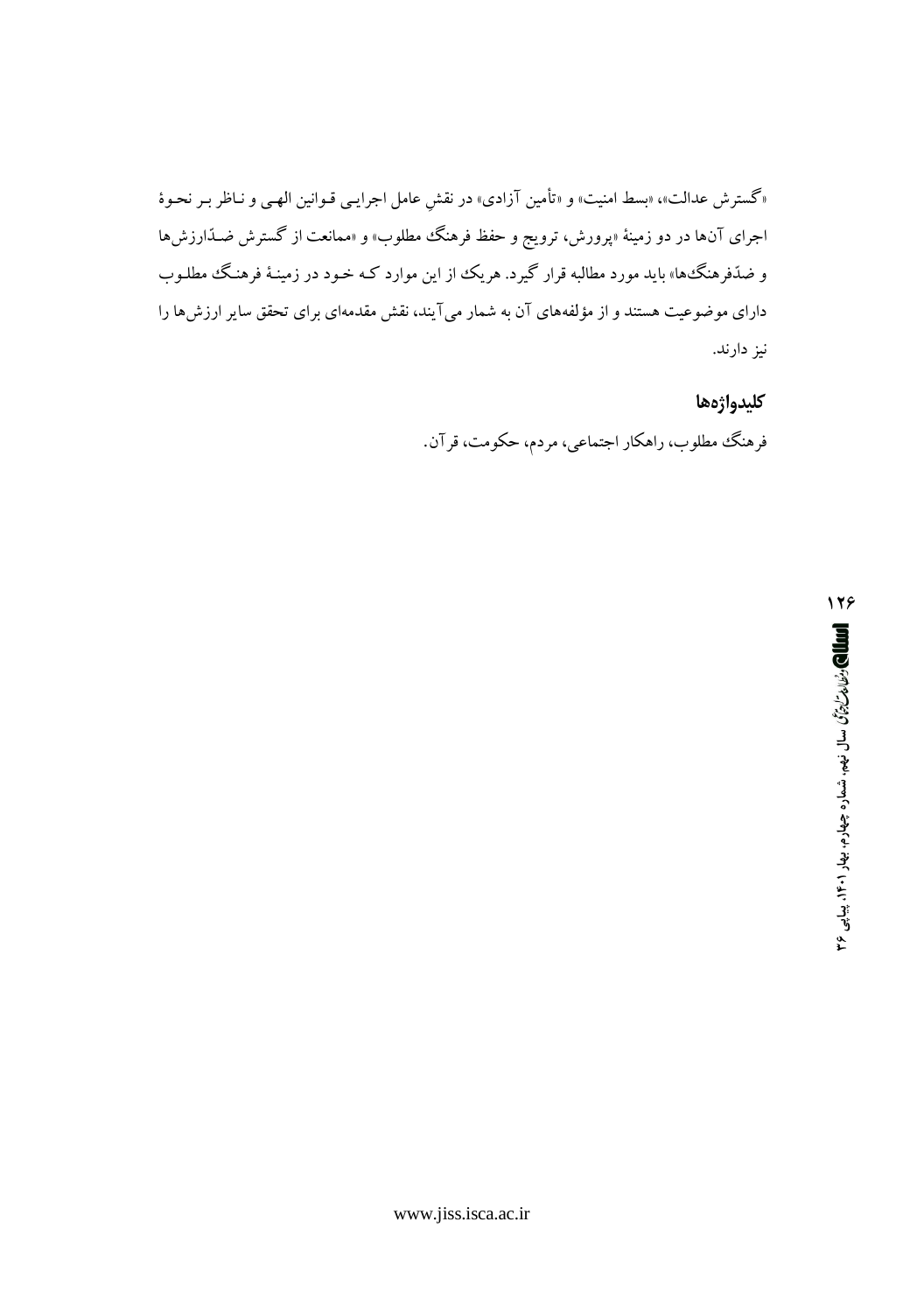«گسترش عدالت»، «بسط امنیت» و «تأمین آزادی» در نقشِ عامل اجرایی قوانین الهی و ناظر بر نحوهٔ اجرای آن‌ها در دو زمینهٔ «پرورش، ترویج و حفظ فرهنگ مطلوب» و «ممانعت از گسترش ضدّارزش‌ها و ضدّفرهنگ‌ها» باید مورد مطالبه قرار گیرد. هریک از این موارد که خود در زمینهٔ فرهنگ مطلوب دارای موضوعیت هستند و از مؤلفه‌های آن به شمار می‌آیند، نقش مقدمه‌ای برای تحقق سایر ارزش‌ها را نیز دارند.

### کلیدواژه‌ها

فرهنگ مطلوب، راهکار اجتماعی، مردم، حکومت، قرآن.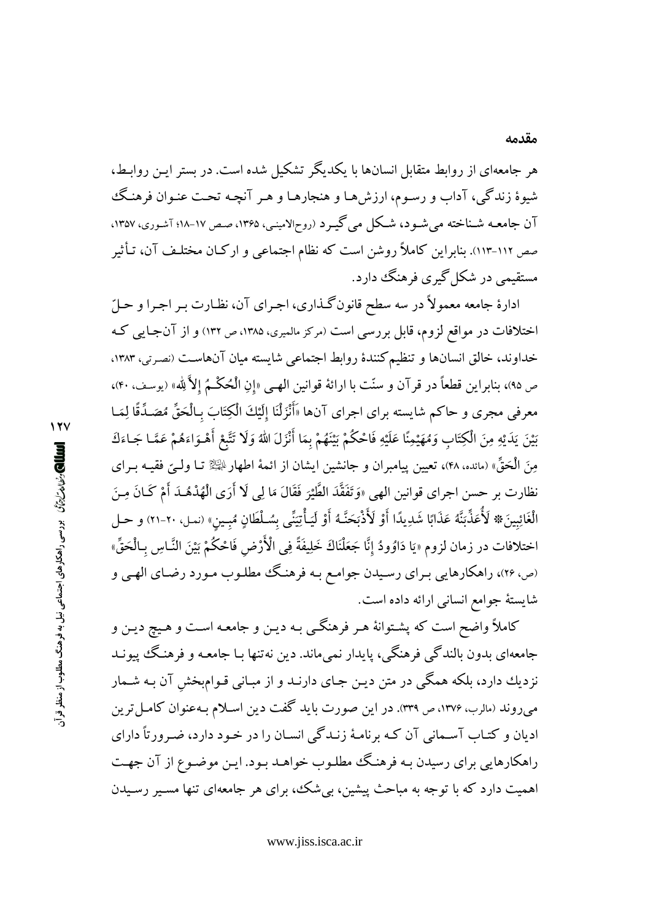## مقدمه

هر جامعه‌ای از روابط متقابل انسان‌ها با یکدیگر تشکیل شده است. در بستر این روابط، شیوۀ زندگی، آداب و رسوم، ارزش‌ها و هنجارها و هر آنچه تحت عنوان فرهنگ آن جامعه شناخته می‌شود، شکل می‌گیرد (روح‌الامینی، ۱۳۶۵، صص ۱۷-۱۸؛ آشوری، ۱۳۵۷، صص ۱۱۲-۱۱۳). بنابراین کاملاً روشن است که نظام اجتماعی و ارکان مختلف آن، تأثیر مستقیمی در شکل‌گیری فرهنگ دارد.

ادارۀ جامعه معمولاً در سه سطح قانون‌گذاری، اجرای آن، نظارت بر اجرا و حلّ اختلافات در مواقع لزوم، قابل بررسی است (مرکز مالمیری، ۱۳۸۵، ص ۱۳۲) و از آن‌جایی که خداوند، خالق انسان‌ها و تنظیم‌کنندۀ روابط اجتماعی شایسته میان آن‌هاست (نصرتی، ۱۳۸۳، ص ۹۵)، بنابراین قطعاً در قرآن و سنّت با ارائۀ قوانین الهی «إِنِ الْحُكْمُ إِلاَّ لِلَّهِ» (یوسف، ۴۰)، معرفی مجری و حاکم شایسته برای اجرای آن‌ها «أَنْزَلْنَا إِلَيْكَ الْكِتَابَ بِالْحَقِّ مُصَدِّقًا لِمَا بَيْنَ يَدَيْهِ مِنَ الْكِتَابِ وَمُهَيْمِنًا عَلَيْهِ فَاحْكُمْ بَيْنَهُمْ بِمَا أَنْزَلَ اللَّهُ وَلَا تَتَّبِعْ أَهْوَاءَهُمْ عَمَّا جَاءَكَ مِنَ الْحَقِّ» (مائده، ۴۸)، تعیین پیامبران و جانشین ایشان از ائمۀ اطهار علیهم‌السلام تا ولیّ فقیه برای نظارت بر حسن اجرای قوانین الهی «وَتَفَقَّدَ الطَّيْرَ فَقَالَ مَا لِيَ لَا أَرَى الْهُدْهُدَ أَمْ كَانَ مِنَ الْغَائِبِينَ * لَأُعَذِّبَنَّهُ عَذَابًا شَدِيدًا أَوْ لَأَذْبَحَنَّهُ أَوْ لَيَأْتِيَنِّي بِسُلْطَانٍ مُبِينٍ» (نمل، ۲۰-۲۱) و حل اختلافات در زمان لزوم «يَا دَاوُودُ إِنَّا جَعَلْنَاكَ خَلِيفَةً فِي الْأَرْضِ فَاحْكُمْ بَيْنَ النَّاسِ بِالْحَقِّ» (ص، ۲۶)، راهکارهایی برای رسیدن جوامع به فرهنگ مطلوب مورد رضای الهی و شایستۀ جوامع انسانی ارائه داده است.

کاملاً واضح است که پشتوانۀ هر فرهنگی به دین و جامعه است و هیچ دین و جامعه‌ای بدون بالندگی فرهنگی، پایدار نمی‌ماند. دین نه‌تنها با جامعه و فرهنگ پیوند نزدیک دارد، بلکه همگی در متن دین جای دارند و از مبانی قوام‌بخشِ آن به شمار می‌روند (مالرب، ۱۳۷۶، ص ۳۳۹). در این صورت باید گفت دین اسلام به‌عنوان کامل‌ترین ادیان و کتاب آسمانی آن که برنامۀ زندگی انسان را در خود دارد، ضرورتاً دارای راهکارهایی برای رسیدن به فرهنگ مطلوب خواهد بود. این موضوع از آن جهت اهمیت دارد که با توجه به مباحث پیشین، بی‌شک، برای هر جامعه‌ای تنها مسیر رسیدن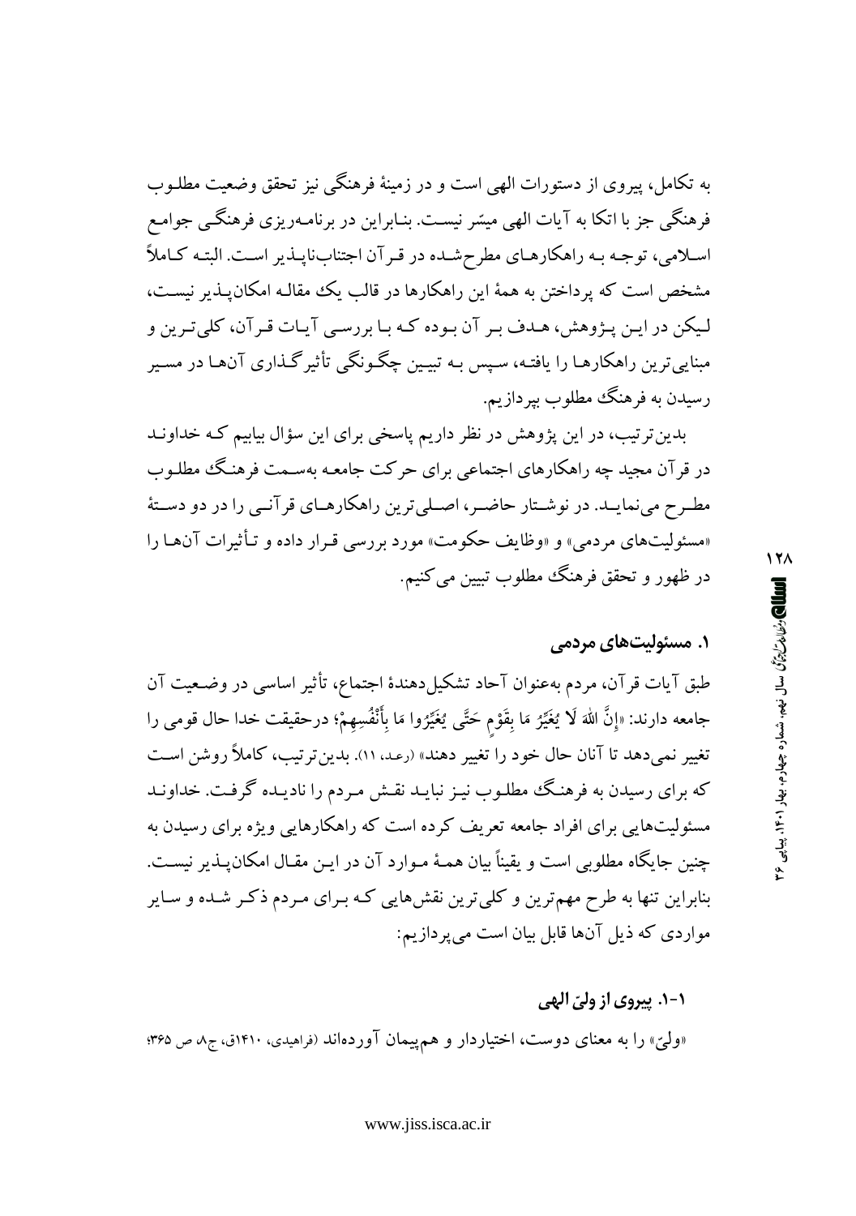به تکامل، پیروی از دستورات الهی است و در زمینهٔ فرهنگی نیز تحقق وضعیت مطلوب فرهنگی جز با اتکا به آیات الهی میسّر نیست. بنابراین در برنامه‌ریزی فرهنگی جوامع اسلامی، توجه به راهکارهای مطرح‌شده در قرآن اجتناب‌ناپذیر است. البته کاملاً مشخص است که پرداختن به همهٔ این راهکارها در قالب یک مقاله امکان‌پذیر نیست، لیکن در این پژوهش، هدف بر آن بوده که با بررسی آیات قرآن، کلی‌ترین و مبنایی‌ترین راهکارها را یافته، سپس به تبیین چگونگی تأثیرگذاری آن‌ها در مسیر رسیدن به فرهنگ مطلوب بپردازیم.

بدین‌ترتیب، در این پژوهش در نظر داریم پاسخی برای این سؤال بیابیم که خداوند در قرآن مجید چه راهکارهای اجتماعی برای حرکت جامعه به‌سمت فرهنگ مطلوب مطرح می‌نماید. در نوشتار حاضر، اصلی‌ترین راهکارهای قرآنی را در دو دستهٔ «مسئولیت‌های مردمی» و «وظایف حکومت» مورد بررسی قرار داده و تأثیرات آن‌ها را در ظهور و تحقق فرهنگ مطلوب تبیین می‌کنیم.

## ۱. مسئولیت‌های مردمی

طبق آیات قرآن، مردم به‌عنوان آحاد تشکیل‌دهندهٔ اجتماع، تأثیر اساسی در وضعیت آن جامعه دارند: «إِنَّ اللهَ لَا يُغَيِّرُ مَا بِقَوْمٍ حَتَّى يُغَيِّرُوا مَا بِأَنْفُسِهِمْ؛ درحقیقت خدا حال قومی را تغییر نمی‌دهد تا آنان حال خود را تغییر دهند» (رعد، ۱۱). بدین‌ترتیب، کاملاً روشن است که برای رسیدن به فرهنگ مطلوب نیز نباید نقش مردم را نادیده گرفت. خداوند مسئولیت‌هایی برای افراد جامعه تعریف کرده است که راهکارهایی ویژه برای رسیدن به چنین جایگاه مطلوبی است و یقیناً بیان همهٔ موارد آن در این مقال امکان‌پذیر نیست. بنابراین تنها به طرح مهم‌ترین و کلی‌ترین نقش‌هایی که برای مردم ذکر شده و سایر مواردی که ذیل آن‌ها قابل بیان است می‌پردازیم:

### ۱-۱. پیروی از ولیّ الهی

«ولیّ» را به معنای دوست، اختیاردار و هم‌پیمان آورده‌اند (فراهیدی، ۱۴۱۰ق، ج۸، ص ۳۶۵؛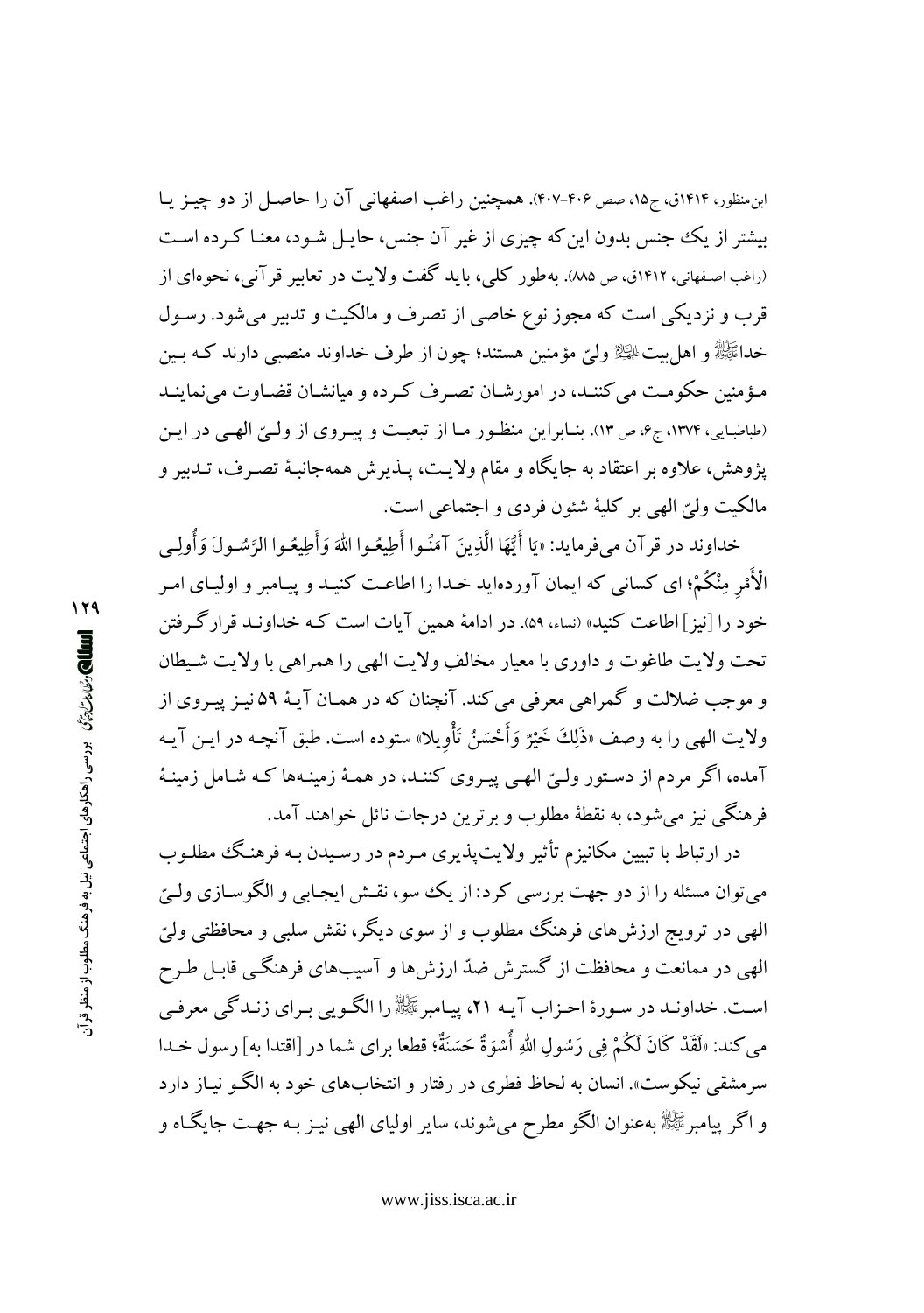ابن‌منظور، ۱۴۱۴ق، ج۱۵، صص ۴۰۶-۴۰۷). همچنین راغب اصفهانی آن را حاصل از دو چیز یا بیشتر از یک جنس بدون این‌که چیزی از غیر آن جنس، حایل شود، معنا کرده است (راغب اصفهانی، ۱۴۱۲ق، ص ۸۸۵). به‌طور کلی، باید گفت ولایت در تعابیر قرآنی، نحوه‌ای از قرب و نزدیکی است که مجوز نوع خاصی از تصرف و مالکیت و تدبیر می‌شود. رسول خدا ﷺ و اهل‌بیت ؑ ولیّ مؤمنین هستند؛ چون از طرف خداوند منصبی دارند که بین مؤمنین حکومت می‌کنند، در امورشان تصرف کرده و میانشان قضاوت می‌نمایند (طباطبایی، ۱۳۷۴، ج۶، ص ۱۳). بنابراین منظور ما از تبعیت و پیروی از ولیّ الهی در این پژوهش، علاوه بر اعتقاد به جایگاه و مقام ولایت، پذیرش همه‌جانبهٔ تصرف، تدبیر و مالکیت ولیّ الهی بر کلیهٔ شئون فردی و اجتماعی است.

خداوند در قرآن می‌فرماید: «يَا أَيُّهَا الَّذِينَ آمَنُوا أَطِيعُوا اللهَ وَأَطِيعُوا الرَّسُولَ وَأُولِي الْأَمْرِ مِنْكُمْ؛ ای کسانی که ایمان آورده‌اید خدا را اطاعت کنید و پیامبر و اولیای امر خود را [نیز] اطاعت کنید» (نساء، ۵۹). در ادامهٔ همین آیات است که خداوند قرارگرفتن تحت ولایت طاغوت و داوری با معیار مخالفِ ولایت الهی را همراهی با ولایت شیطان و موجب ضلالت و گمراهی معرفی می‌کند. آنچنان که در همان آیهٔ ۵۹ نیز پیروی از ولایت الهی را به وصف «ذَلِكَ خَيْرٌ وَأَحْسَنُ تَأْوِيلًا» ستوده است. طبق آنچه در این آیه آمده، اگر مردم از دستور ولیّ الهی پیروی کنند، در همهٔ زمینه‌ها که شامل زمینهٔ فرهنگی نیز می‌شود، به نقطهٔ مطلوب و برترین درجات نائل خواهند آمد.

در ارتباط با تبیین مکانیزم تأثیر ولایت‌پذیری مردم در رسیدن به فرهنگ مطلوب می‌توان مسئله را از دو جهت بررسی کرد: از یک سو، نقش ایجابی و الگوسازی ولیّ الهی در ترویج ارزش‌های فرهنگ مطلوب و از سوی دیگر، نقش سلبی و محافظتی ولیّ الهی در ممانعت و محافظت از گسترش ضدّ ارزش‌ها و آسیب‌های فرهنگی قابل طرح است. خداوند در سورهٔ احزاب آیه ۲۱، پیامبر ﷺ را الگویی برای زندگی معرفی می‌کند: «لَقَدْ كَانَ لَكُمْ فِي رَسُولِ اللهِ أُسْوَةٌ حَسَنَةٌ؛ قطعا برای شما در [اقتدا به] رسول خدا سرمشقی نیکوست». انسان به لحاظ فطری در رفتار و انتخاب‌های خود به الگو نیاز دارد و اگر پیامبر ﷺ به‌عنوان الگو مطرح می‌شوند، سایر اولیای الهی نیز به جهت جایگاه و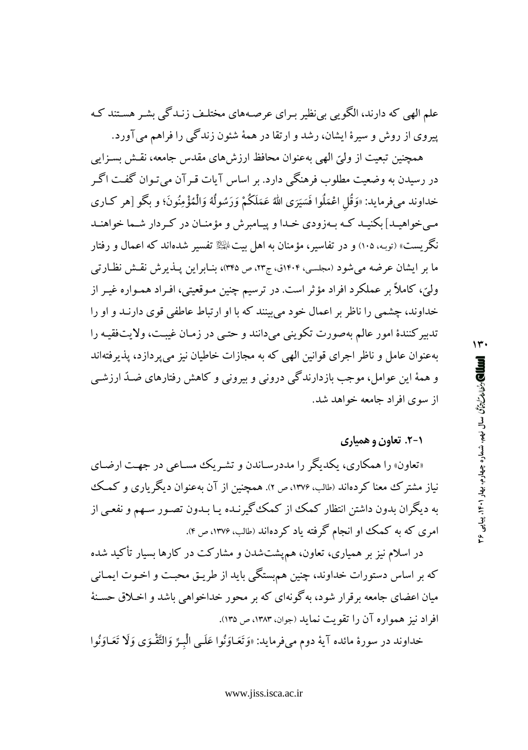علم الهی که دارند، الگویی بی‌نظیر بـرای عرصـه‌های مختلـف زنـدگی بشـر هسـتند کـه پیروی از روش و سیرهٔ ایشان، رشد و ارتقا در همهٔ شئون زندگی را فراهم می‌آورد.

همچنین تبعیت از ولیّ الهی به‌عنوان محافظ ارزش‌های مقدس جامعه، نقـش بسـزایی در رسیدن به وضعیت مطلوب فرهنگی دارد. بر اساس آیات قـرآن می‌تـوان گفـت اگـر خداوند می‌فرماید: «وَقُلِ اعْمَلُوا فَسَيَرَى اللَّهُ عَمَلَكُمْ وَرَسُولُهُ وَالْمُؤْمِنُونَ؛ و بگو [هر کـاری مـی‌خواهیـد] بکنیـد کـه بـه‌زودی خـدا و پیـامبرش و مؤمنـان در کـردار شـما خواهنـد نگریست» (توبه، ۱۰۵) و در تفاسیر، مؤمنان به اهل بیت علیهم‌السلام تفسیر شده‌اند که اعمال و رفتار ما بر ایشان عرضه می‌شود (مجلسی، ۱۴۰۴ق، ج۲۳، ص ۳۴۵)، بنـابراین پـذیرش نقـش نظـارتی ولیّ، کاملاً بر عملکرد افراد مؤثر است. در ترسیم چنین مـوقعیتی، افـراد همـواره غیـر از خداوند، چشمی را ناظر بر اعمال خود می‌بینند که با او ارتباط عاطفی قوی دارنـد و او را تدبیرکنندهٔ امور عالم به‌صورت تکوینی می‌دانند و حتـی در زمـان غیبـت، ولایت‌فقیـه را به‌عنوان عامل و ناظر اجرای قوانین الهی که به مجازات خاطیان نیز می‌پردازد، پذیرفته‌اند و همهٔ این عوامل، موجب بازدارندگی درونی و بیرونی و کاهش رفتارهای ضـدّ ارزشـی از سوی افراد جامعه خواهد شد.

### ۱-۲. تعاون و همیاری

«تعاون» را همکاری، یکدیگر را مددرسـاندن و تشـریک مسـاعی در جهـت ارضـای نیاز مشترک معنا کرده‌اند (طالب، ۱۳۷۶، ص ۲). همچنین از آن به‌عنوان دیگریاری و کمـک به دیگران بدون داشتن انتظار کمک از کمک‌گیرنـده یـا بـدون تصـور سـهم و نفعـی از امری که به کمک او انجام گرفته یاد کرده‌اند (طالب، ۱۳۷۶، ص ۴).

در اسلام نیز بر همیاری، تعاون، هم‌پشت‌شدن و مشارکت در کارها بسیار تأکید شده که بر اساس دستورات خداوند، چنین هم‌بستگی باید از طریـق محبـت و اخـوت ایمـانی میان اعضای جامعه برقرار شود، به‌گونه‌ای که بر محور خداخواهی باشد و اخـلاق حسـنهٔ افراد نیز همواره آن را تقویت نماید (جوان، ۱۳۸۳، ص ۱۳۵).

خداوند در سورهٔ مائده آیهٔ دوم می‌فرماید: «وَتَعَاوَنُوا عَلَى الْبِرِّ وَالتَّقْوَى وَلَا تَعَاوَنُوا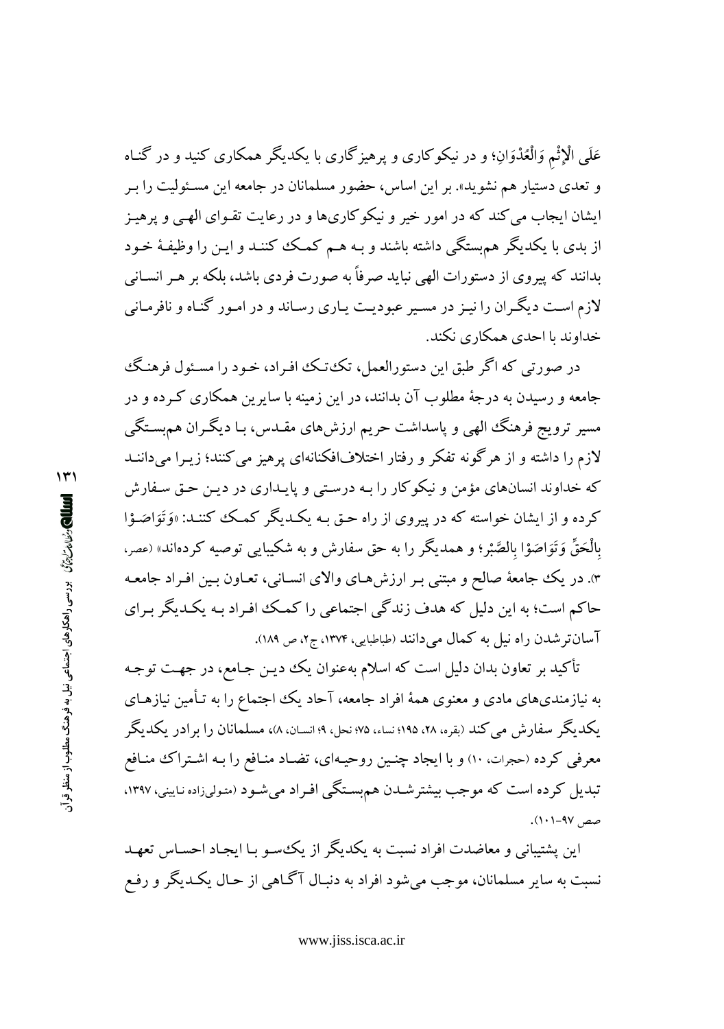عَلَى الْإِثْمِ وَالْعُدْوَانِ؛ و در نیکوکاری و پرهیزگاری با یکدیگر همکاری کنید و در گناه و تعدی دستیار هم نشوید». بر این اساس، حضور مسلمانان در جامعه این مسئولیت را بر ایشان ایجاب می‌کند که در امور خیر و نیکوکاری‌ها و در رعایت تقوای الهی و پرهیز از بدی با یکدیگر هم‌بستگی داشته باشند و به هم کمک کنند و این را وظیفهٔ خود بدانند که پیروی از دستورات الهی نباید صرفاً به صورت فردی باشد، بلکه بر هر انسانی لازم است دیگران را نیز در مسیر عبودیت یاری رساند و در امور گناه و نافرمانی خداوند با احدی همکاری نکند.

در صورتی که اگر طبق این دستورالعمل، تک‌تک افراد، خود را مسئول فرهنگ جامعه و رسیدن به درجهٔ مطلوب آن بدانند، در این زمینه با سایرین همکاری کرده و در مسیر ترویج فرهنگ الهی و پاسداشت حریم ارزش‌های مقدس، با دیگران هم‌بستگی لازم را داشته و از هرگونه تفکر و رفتار اختلاف‌افکنانه‌ای پرهیز می‌کنند؛ زیرا می‌دانند که خداوند انسان‌های مؤمن و نیکوکار را به درستی و پایداری در دین حق سفارش کرده و از ایشان خواسته که در پیروی از راه حق به یکدیگر کمک کنند: «وَتَوَاصَوْا بِالْحَقِّ وَتَوَاصَوْا بِالصَّبْرِ؛ و همدیگر را به حق سفارش و به شکیبایی توصیه کرده‌اند» (عصر، ۳). در یک جامعهٔ صالح و مبتنی بر ارزش‌های والای انسانی، تعاون بین افراد جامعه حاکم است؛ به این دلیل که هدف زندگی اجتماعی را کمک افراد به یکدیگر برای آسان‌ترشدن راه نیل به کمال می‌دانند (طباطبایی، ۱۳۷۴، ج۲، ص ۱۸۹).

تأکید بر تعاون بدان دلیل است که اسلام به‌عنوان یک دین جامع، در جهت توجه به نیازمندی‌های مادی و معنوی همهٔ افراد جامعه، آحاد یک اجتماع را به تأمین نیازهای یکدیگر سفارش می‌کند (بقره، ۲۸، ۱۹۵؛ نساء، ۷۵؛ نحل، ۹؛ انسان، ۸)، مسلمانان را برادر یکدیگر معرفی کرده (حجرات، ۱۰) و با ایجاد چنین روحیه‌ای، تضاد منافع را به اشتراک منافع تبدیل کرده است که موجب بیشترشدن هم‌بستگی افراد می‌شود (متولی‌زاده نایینی، ۱۳۹۷، صص ۹۷-۱۰۱).

این پشتیبانی و معاضدت افراد نسبت به یکدیگر از یک‌سو با ایجاد احساس تعهد نسبت به سایر مسلمانان، موجب می‌شود افراد به دنبال آگاهی از حال یکدیگر و رفع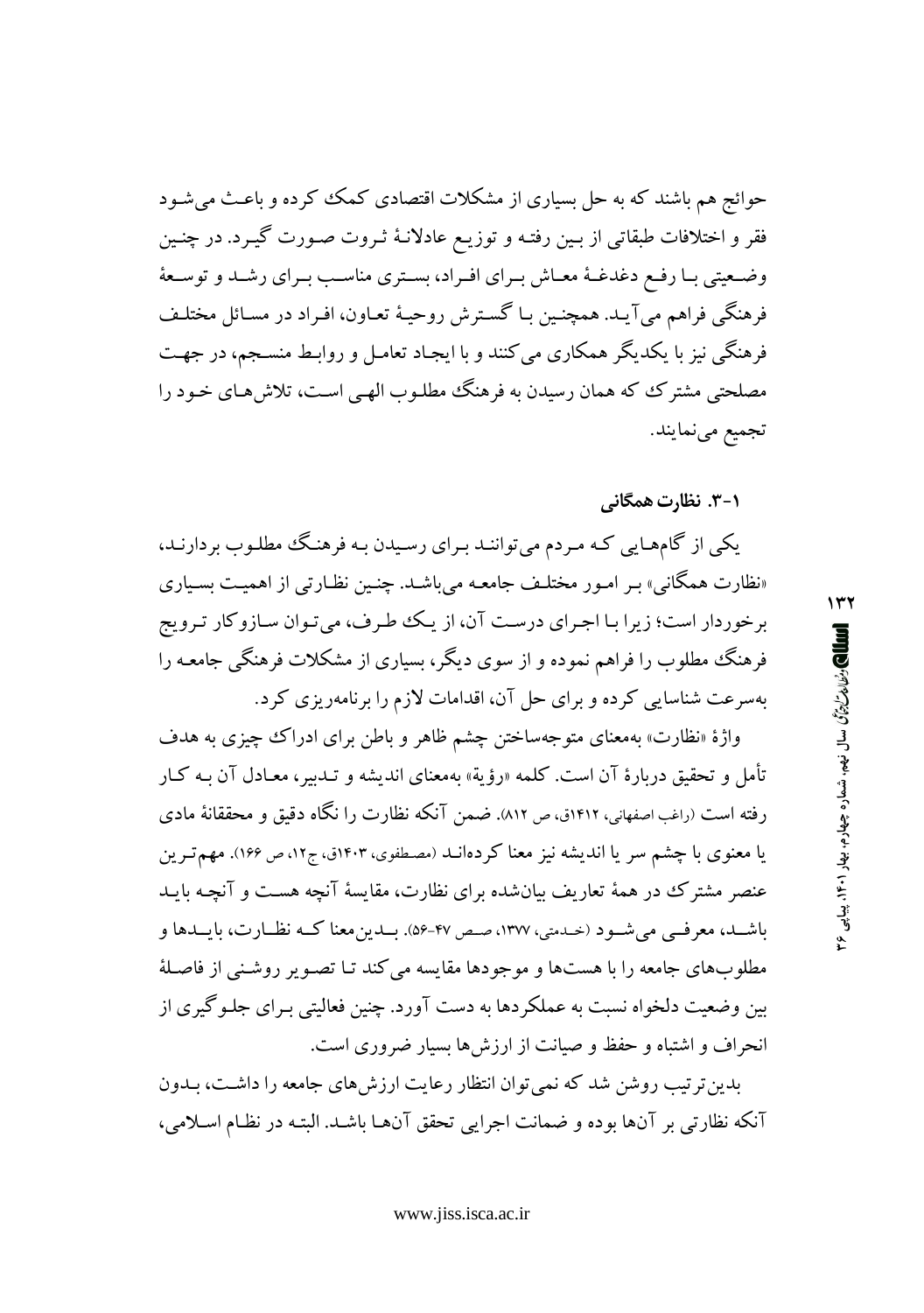حوائج هم باشند که به حل بسیاری از مشکلات اقتصادی کمک کرده و باعث می‌شود فقر و اختلافات طبقاتی از بین رفته و توزیع عادلانهٔ ثروت صورت گیرد. در چنین وضعیتی با رفع دغدغهٔ معاش برای افراد، بستری مناسب برای رشد و توسعهٔ فرهنگی فراهم می‌آید. همچنین با گسترش روحیهٔ تعاون، افراد در مسائل مختلف فرهنگی نیز با یکدیگر همکاری می‌کنند و با ایجاد تعامل و روابط منسجم، در جهت مصلحتی مشترک که همان رسیدن به فرهنگ مطلوب الهی است، تلاش‌های خود را تجمیع می‌نمایند.

### ۱-۳. نظارت همگانی

یکی از گام‌هایی که مردم می‌توانند برای رسیدن به فرهنگ مطلوب بردارند، «نظارت همگانی» بر امور مختلف جامعه می‌باشد. چنین نظارتی از اهمیت بسیاری برخوردار است؛ زیرا با اجرای درست آن، از یک طرف، می‌توان سازوکار ترویج فرهنگ مطلوب را فراهم نموده و از سوی دیگر، بسیاری از مشکلات فرهنگی جامعه را به‌سرعت شناسایی کرده و برای حل آن، اقدامات لازم را برنامه‌ریزی کرد.

واژهٔ «نظارت» به‌معنای متوجه‌ساختن چشم ظاهر و باطن برای ادراک چیزی به هدف تأمل و تحقیق دربارهٔ آن است. کلمه «رؤیة» به‌معنای اندیشه و تدبیر، معادل آن به کار رفته است (راغب اصفهانی، ۱۴۱۲ق، ص ۸۱۲). ضمن آنکه نظارت را نگاه دقیق و محققانهٔ مادی یا معنوی با چشم سر یا اندیشه نیز معنا کرده‌اند (مصطفوی، ۱۴۰۳ق، ج۱۲، ص ۱۶۶). مهم‌ترین عنصر مشترک در همهٔ تعاریف بیان‌شده برای نظارت، مقایسهٔ آنچه هست و آنچه باید باشد، معرفی می‌شود (خدمتی، ۱۳۷۷، صص ۴۷-۵۶). بدین‌معنا که نظارت، بایدها و مطلوب‌های جامعه را با هست‌ها و موجودها مقایسه می‌کند تا تصویر روشنی از فاصلهٔ بین وضعیت دلخواه نسبت به عملکردها به دست آورد. چنین فعالیتی برای جلوگیری از انحراف و اشتباه و حفظ و صیانت از ارزش‌ها بسیار ضروری است.

بدین‌ترتیب روشن شد که نمی‌توان انتظار رعایت ارزش‌های جامعه را داشت، بدون آنکه نظارتی بر آن‌ها بوده و ضمانت اجرایی تحقق آن‌ها باشد. البته در نظام اسلامی،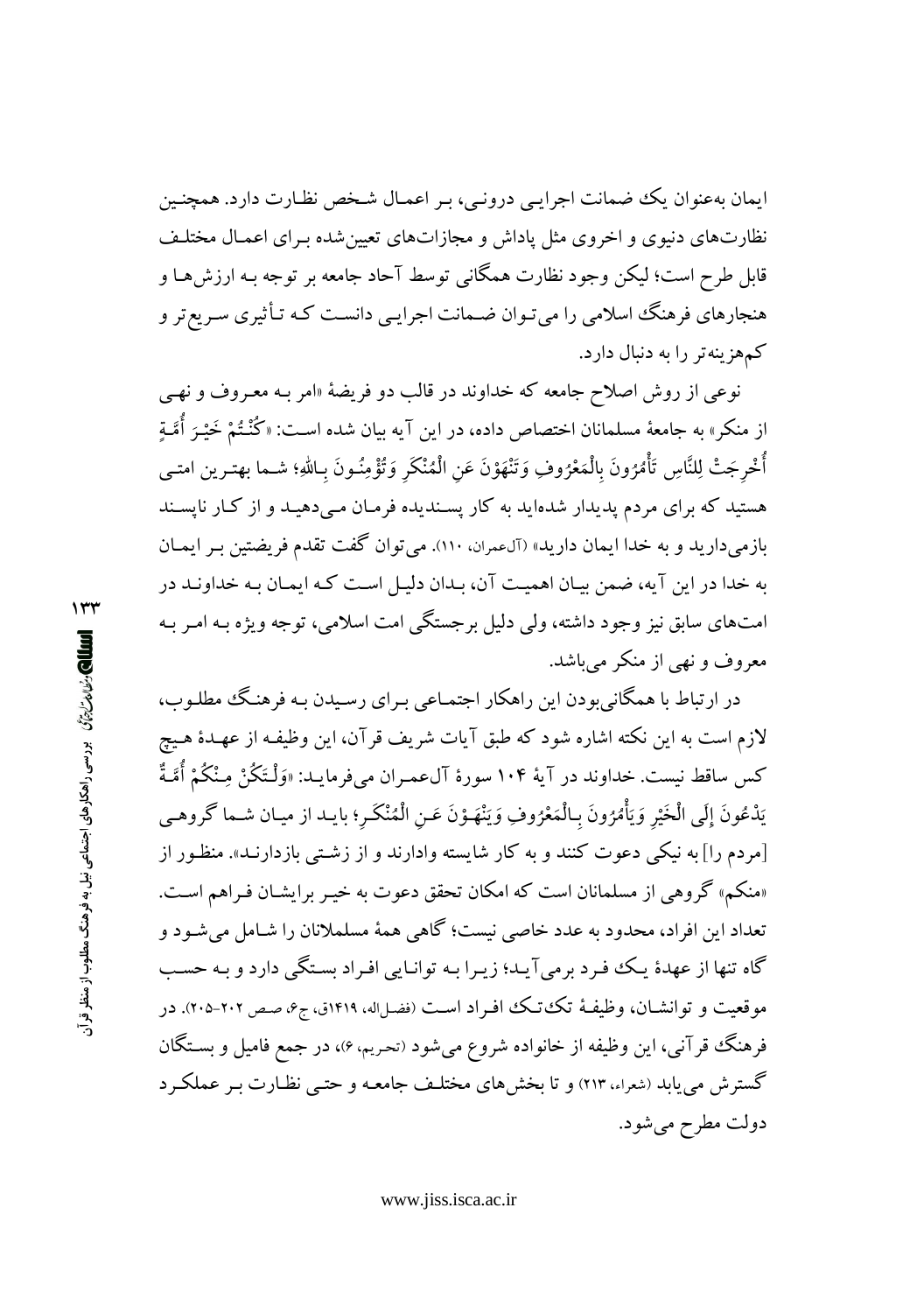ایمان به‌عنوان یک ضمانت اجرایی درونی، بر اعمال شخص نظارت دارد. همچنین نظارت‌های دنیوی و اخروی مثل پاداش و مجازات‌های تعیین‌شده برای اعمال مختلف قابل طرح است؛ لیکن وجود نظارت همگانی توسط آحاد جامعه بر توجه به ارزش‌ها و هنجارهای فرهنگ اسلامی را می‌توان ضمانت اجرایی دانست که تأثیری سریع‌تر و کم‌هزینه‌تر را به دنبال دارد.

نوعی از روش اصلاح جامعه که خداوند در قالب دو فریضهٔ «امر به معروف و نهی از منکر» به جامعهٔ مسلمانان اختصاص داده، در این آیه بیان شده است: «كُنْتُمْ خَيْرَ أُمَّةٍ أُخْرِجَتْ لِلنَّاسِ تَأْمُرُونَ بِالْمَعْرُوفِ وَتَنْهَوْنَ عَنِ الْمُنْكَرِ وَتُؤْمِنُونَ بِاللهِ؛ شما بهترین امتی هستید که برای مردم پدیدار شده‌اید به کار پسندیده فرمان می‌دهید و از کار ناپسند بازمی‌دارید و به خدا ایمان دارید» (آل‌عمران، ۱۱۰). می‌توان گفت تقدم فریضتین بر ایمان به خدا در این آیه، ضمن بیان اهمیت آن، بدان دلیل است که ایمان به خداوند در امت‌های سابق نیز وجود داشته، ولی دلیل برجستگی امت اسلامی، توجه ویژه به امر به معروف و نهی از منکر می‌باشد.

در ارتباط با همگانی‌بودن این راهکار اجتماعی برای رسیدن به فرهنگ مطلوب، لازم است به این نکته اشاره شود که طبق آیات شریف قرآن، این وظیفه از عهدهٔ هیچ کس ساقط نیست. خداوند در آیهٔ ۱۰۴ سورهٔ آل‌عمران می‌فرماید: «وَلْتَكُنْ مِنْكُمْ أُمَّةٌ يَدْعُونَ إِلَى الْخَيْرِ وَيَأْمُرُونَ بِالْمَعْرُوفِ وَيَنْهَوْنَ عَنِ الْمُنْكَرِ؛ باید از میان شما گروهی [مردم را] به نیکی دعوت کنند و به کار شایسته وادارند و از زشتی بازدارند». منظور از «منکم» گروهی از مسلمانان است که امکان تحقق دعوت به خیر برایشان فراهم است. تعداد این افراد، محدود به عدد خاصی نیست؛ گاهی همهٔ مسلملانان را شامل می‌شود و گاه تنها از عهدهٔ یک فرد برمی‌آید؛ زیرا به توانایی افراد بستگی دارد و به حسب موقعیت و توانشان، وظیفهٔ تک‌تک افراد است (فضل‌اله، ۱۴۱۹ق، ج۶، صص ۲۰۲-۲۰۵). در فرهنگ قرآنی، این وظیفه از خانواده شروع می‌شود (تحریم، ۶)، در جمع فامیل و بستگان گسترش می‌یابد (شعراء، ۲۱۳) و تا بخش‌های مختلف جامعه و حتی نظارت بر عملکرد دولت مطرح می‌شود.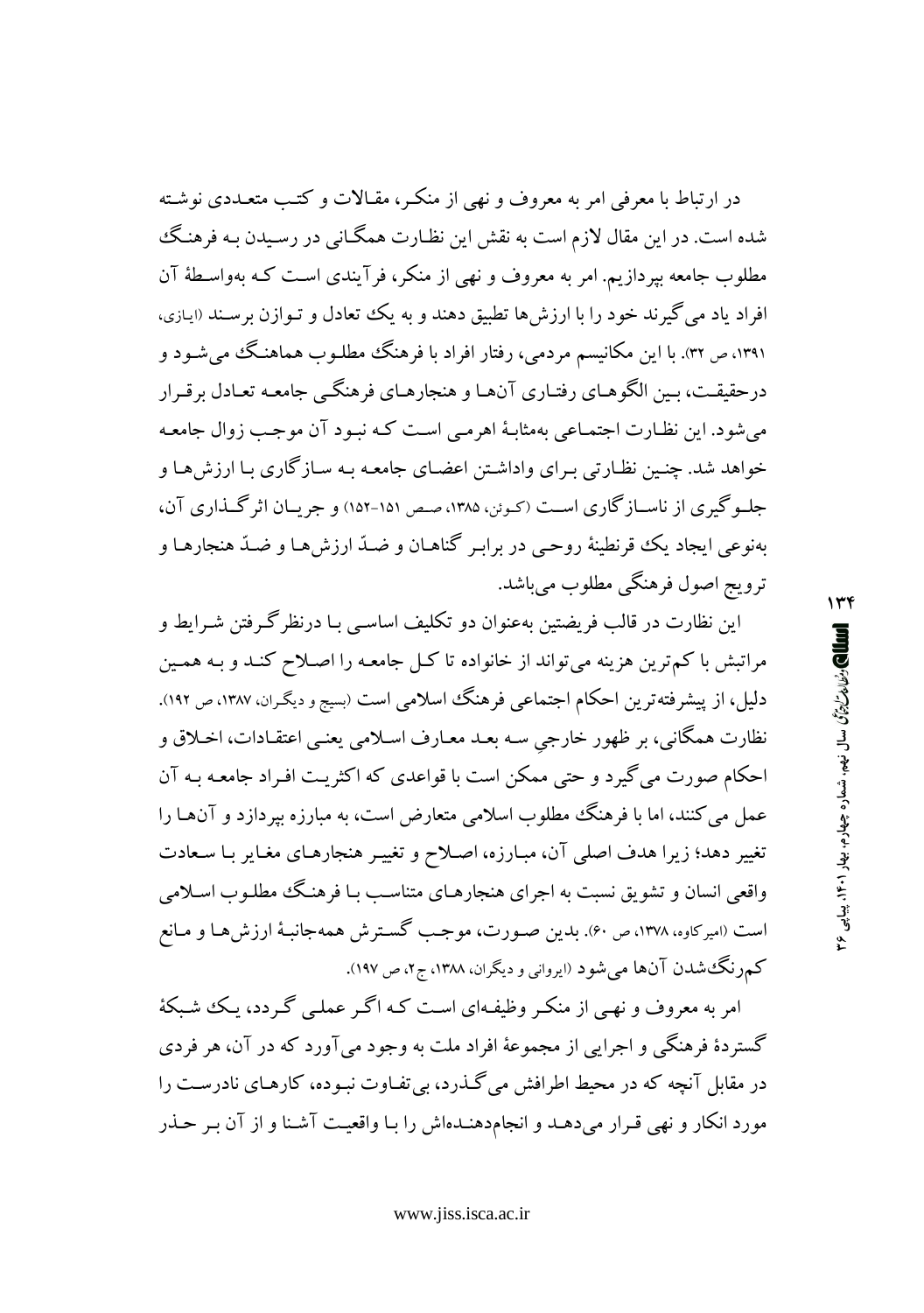در ارتباط با معرفی امر به معروف و نهی از منکر، مقالات و کتب متعددی نوشته شده است. در این مقال لازم است به نقش این نظارت همگانی در رسیدن به فرهنگ مطلوب جامعه بپردازیم. امر به معروف و نهی از منکر، فرآیندی است که به‌واسطهٔ آن افراد یاد می‌گیرند خود را با ارزش‌ها تطبیق دهند و به یک تعادل و توازن برسند (ایازی، ۱۳۹۱، ص ۳۲). با این مکانیسم مردمی، رفتار افراد با فرهنگ مطلوب هماهنگ می‌شود و درحقیقت، بین الگوهای رفتاری آن‌ها و هنجارهای فرهنگی جامعه تعادل برقرار می‌شود. این نظارت اجتماعی به‌مثابهٔ اهرمی است که نبود آن موجب زوال جامعه خواهد شد. چنین نظارتی برای واداشتن اعضای جامعه به سازگاری با ارزش‌ها و جلوگیری از ناسازگاری است (کوئن، ۱۳۸۵، صص ۱۵۱-۱۵۲) و جریان اثرگذاری آن، به‌نوعی ایجاد یک قرنطینهٔ روحی در برابر گناهان و ضدّ ارزش‌ها و ضدّ هنجارها و ترویج اصول فرهنگی مطلوب می‌باشد.

این نظارت در قالب فریضتین به‌عنوان دو تکلیف اساسی با درنظرگرفتن شرایط و مراتبش با کم‌ترین هزینه می‌تواند از خانواده تا کل جامعه را اصلاح کند و به همین دلیل، از پیشرفته‌ترین احکام اجتماعی فرهنگ اسلامی است (بسیج و دیگران، ۱۳۸۷، ص ۱۹۲). نظارت همگانی، بر ظهور خارجیِ سه بعد معارف اسلامی یعنی اعتقادات، اخلاق و احکام صورت می‌گیرد و حتی ممکن است با قواعدی که اکثریت افراد جامعه به آن عمل می‌کنند، اما با فرهنگ مطلوب اسلامی متعارض است، به مبارزه بپردازد و آن‌ها را تغییر دهد؛ زیرا هدف اصلی آن، مبارزه، اصلاح و تغییر هنجارهای مغایر با سعادت واقعی انسان و تشویق نسبت به اجرای هنجارهای متناسب با فرهنگ مطلوب اسلامی است (امیرکاوه، ۱۳۷۸، ص ۶۰). بدین صورت، موجب گسترش همه‌جانبهٔ ارزش‌ها و مانع کم‌رنگ‌شدن آن‌ها می‌شود (ایروانی و دیگران، ۱۳۸۸، ج۲، ص ۱۹۷).

امر به معروف و نهی از منکر وظیفه‌ای است که اگر عملی گردد، یک شبکهٔ گستردهٔ فرهنگی و اجرایی از مجموعهٔ افراد ملت به وجود می‌آورد که در آن، هر فردی در مقابل آنچه که در محیط اطرافش می‌گذرد، بی‌تفاوت نبوده، کارهای نادرست را مورد انکار و نهی قرار می‌دهد و انجام‌دهنده‌اش را با واقعیت آشنا و از آن بر حذر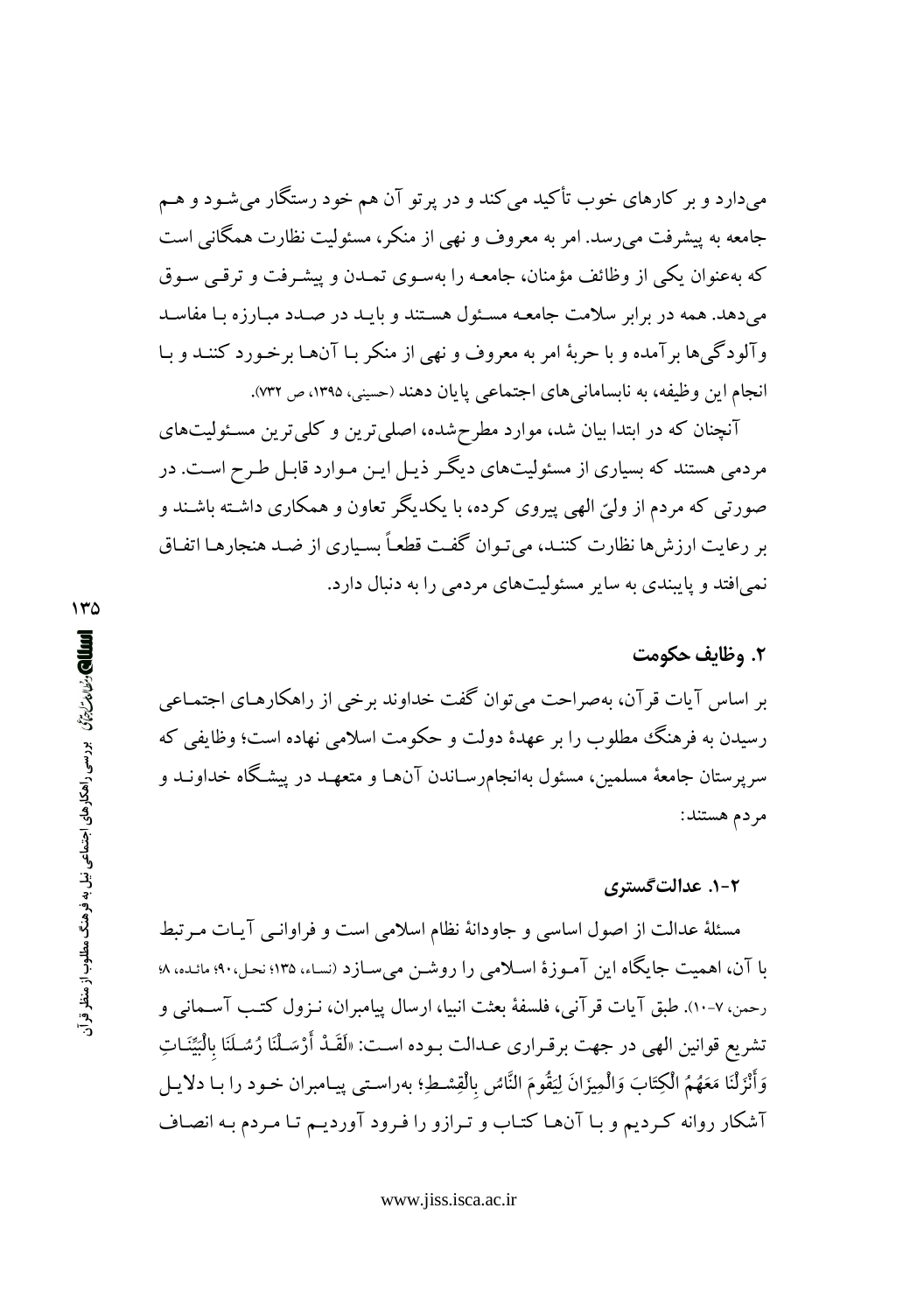می‌دارد و بر کارهای خوب تأکید می‌کند و در پرتو آن هم خود رستگار می‌شود و هم جامعه به پیشرفت می‌رسد. امر به معروف و نهی از منکر، مسئولیت نظارت همگانی است که به‌عنوان یکی از وظائف مؤمنان، جامعه را به‌سوی تمدن و پیشرفت و ترقی سوق می‌دهد. همه در برابر سلامت جامعه مسئول هستند و باید در صدد مبارزه با مفاسد وآلودگی‌ها برآمده و با حربهٔ امر به معروف و نهی از منکر با آن‌ها برخورد کنند و با انجام این وظیفه، به نابسامانی‌های اجتماعی پایان دهند (حسینی، ۱۳۹۵، ص ۷۳۲).

آنچنان که در ابتدا بیان شد، موارد مطرح‌شده، اصلی‌ترین و کلی‌ترین مسئولیت‌های مردمی هستند که بسیاری از مسئولیت‌های دیگر ذیل این موارد قابل طرح است. در صورتی که مردم از ولیّ الهی پیروی کرده، با یکدیگر تعاون و همکاری داشته باشند و بر رعایت ارزش‌ها نظارت کنند، می‌توان گفت قطعاً بسیاری از ضد هنجارها اتفاق نمی‌افتد و پایبندی به سایر مسئولیت‌های مردمی را به دنبال دارد.

## ۲. وظایف حکومت

بر اساس آیات قرآن، به‌صراحت می‌توان گفت خداوند برخی از راهکارهای اجتماعی رسیدن به فرهنگ مطلوب را بر عهدهٔ دولت و حکومت اسلامی نهاده است؛ وظایفی که سرپرستان جامعهٔ مسلمین، مسئول به‌انجام‌رساندن آن‌ها و متعهد در پیشگاه خداوند و مردم هستند:

### ۲-۱. عدالت‌گستری

مسئلهٔ عدالت از اصول اساسی و جاودانهٔ نظام اسلامی است و فراوانی آیات مرتبط با آن، اهمیت جایگاه این آموزهٔ اسلامی را روشن می‌سازد (نساء، ۱۳۵؛ نحل، ۹۰؛ مائده، ۸؛ رحمن، ۷-۱۰). طبق آیات قرآنی، فلسفهٔ بعثت انبیا، ارسال پیامبران، نزول کتب آسمانی و تشریع قوانین الهی در جهت برقراری عدالت بوده است: «لَقَدْ أَرْسَلْنَا رُسُلَنَا بِالْبَيِّنَاتِ وَأَنْزَلْنَا مَعَهُمُ الْكِتَابَ وَالْمِيزَانَ لِيَقُومَ النَّاسُ بِالْقِسْطِ؛ به‌راستی پیامبران خود را با دلایل آشکار روانه کردیم و با آن‌ها کتاب و ترازو را فرود آوردیم تا مردم به انصاف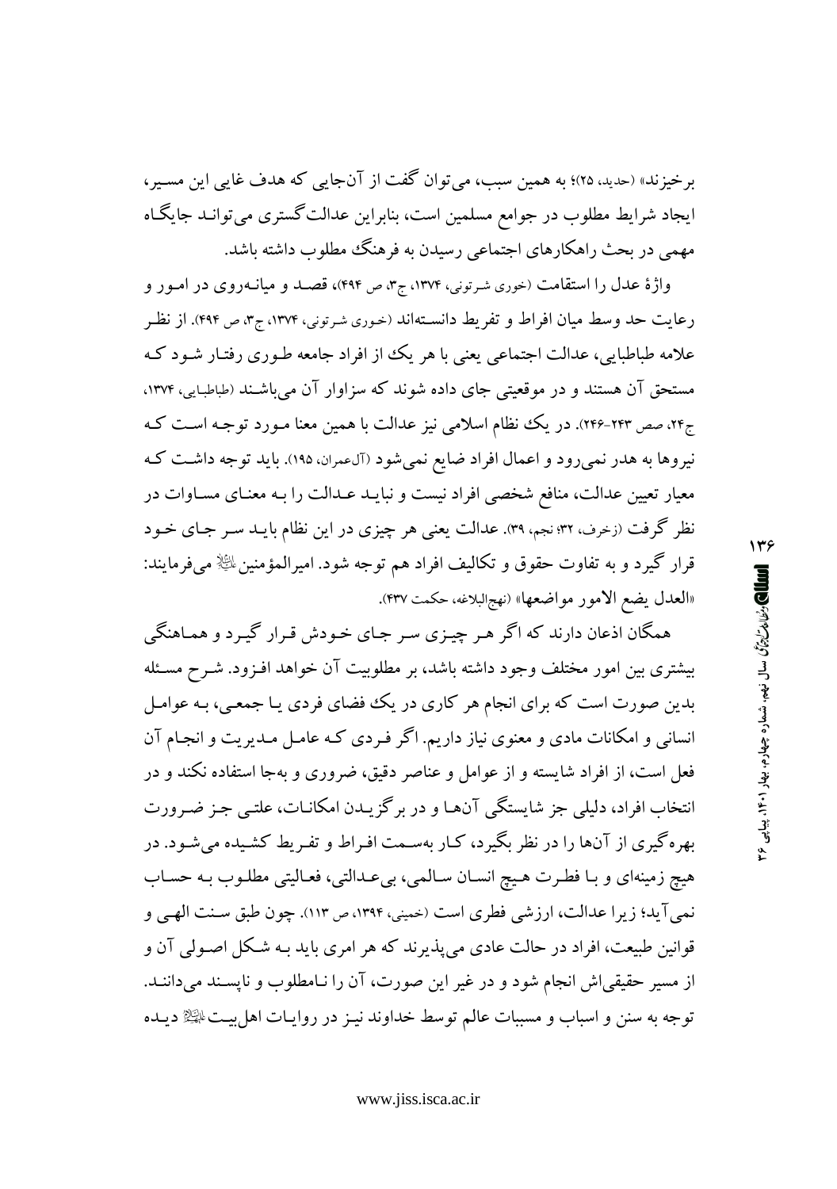برخیزند» (حدید، ۲۵)؛ به همین سبب، می‌توان گفت از آن‌جایی که هدف غایی این مسیر، ایجاد شرایط مطلوب در جوامع مسلمین است، بنابراین عدالت‌گستری می‌تواند جایگاه مهمی در بحث راهکارهای اجتماعی رسیدن به فرهنگ مطلوب داشته باشد.

واژۀ عدل را استقامت (خوری شرتونی، ۱۳۷۴، ج۳، ص ۴۹۴)، قصد و میانه‌روی در امور و رعایت حد وسط میان افراط و تفریط دانسته‌اند (خوری شرتونی، ۱۳۷۴، ج۳، ص ۴۹۴). از نظر علامه طباطبایی، عدالت اجتماعی یعنی با هر یک از افراد جامعه طوری رفتار شود که مستحق آن هستند و در موقعیتی جای داده شوند که سزاوار آن می‌باشند (طباطبایی، ۱۳۷۴، ج۲۴، صص ۲۴۳-۲۴۶). در یک نظام اسلامی نیز عدالت با همین معنا مورد توجه است که نیروها به هدر نمی‌رود و اعمال افراد ضایع نمی‌شود (آل‌عمران، ۱۹۵). باید توجه داشت که معیار تعیین عدالت، منافع شخصی افراد نیست و نباید عدالت را به معنای مساوات در نظر گرفت (زخرف، ۳۲؛ نجم، ۳۹). عدالت یعنی هر چیزی در این نظام باید سر جای خود قرار گیرد و به تفاوت حقوق و تکالیف افراد هم توجه شود. امیرالمؤمنین علیه‌السلام می‌فرمایند: «العدل یضع الامور مواضعها» (نهج‌البلاغه، حکمت ۴۳۷).

همگان اذعان دارند که اگر هر چیزی سر جای خودش قرار گیرد و هماهنگی بیشتری بین امور مختلف وجود داشته باشد، بر مطلوبیت آن خواهد افزود. شرح مسئله بدین صورت است که برای انجام هر کاری در یک فضای فردی یا جمعی، به عوامل انسانی و امکانات مادی و معنوی نیاز داریم. اگر فردی که عامل مدیریت و انجام آن فعل است، از افراد شایسته و از عوامل و عناصر دقیق، ضروری و به‌جا استفاده نکند و در انتخاب افراد، دلیلی جز شایستگی آن‌ها و در برگزیدن امکانات، علتی جز ضرورت بهره‌گیری از آن‌ها را در نظر بگیرد، کار به‌سمت افراط و تفریط کشیده می‌شود. در هیچ زمینه‌ای و با فطرت هیچ انسان سالمی، بی‌عدالتی، فعالیتی مطلوب به حساب نمی‌آید؛ زیرا عدالت، ارزشی فطری است (خمینی، ۱۳۹۴، ص ۱۱۳). چون طبق سنت الهی و قوانین طبیعت، افراد در حالت عادی می‌پذیرند که هر امری باید به شکل اصولی آن و از مسیر حقیقی‌اش انجام شود و در غیر این صورت، آن را نامطلوب و ناپسند می‌دانند. توجه به سنن و اسباب و مسببات عالم توسط خداوند نیز در روایات اهل‌بیت علیهم‌السلام دیده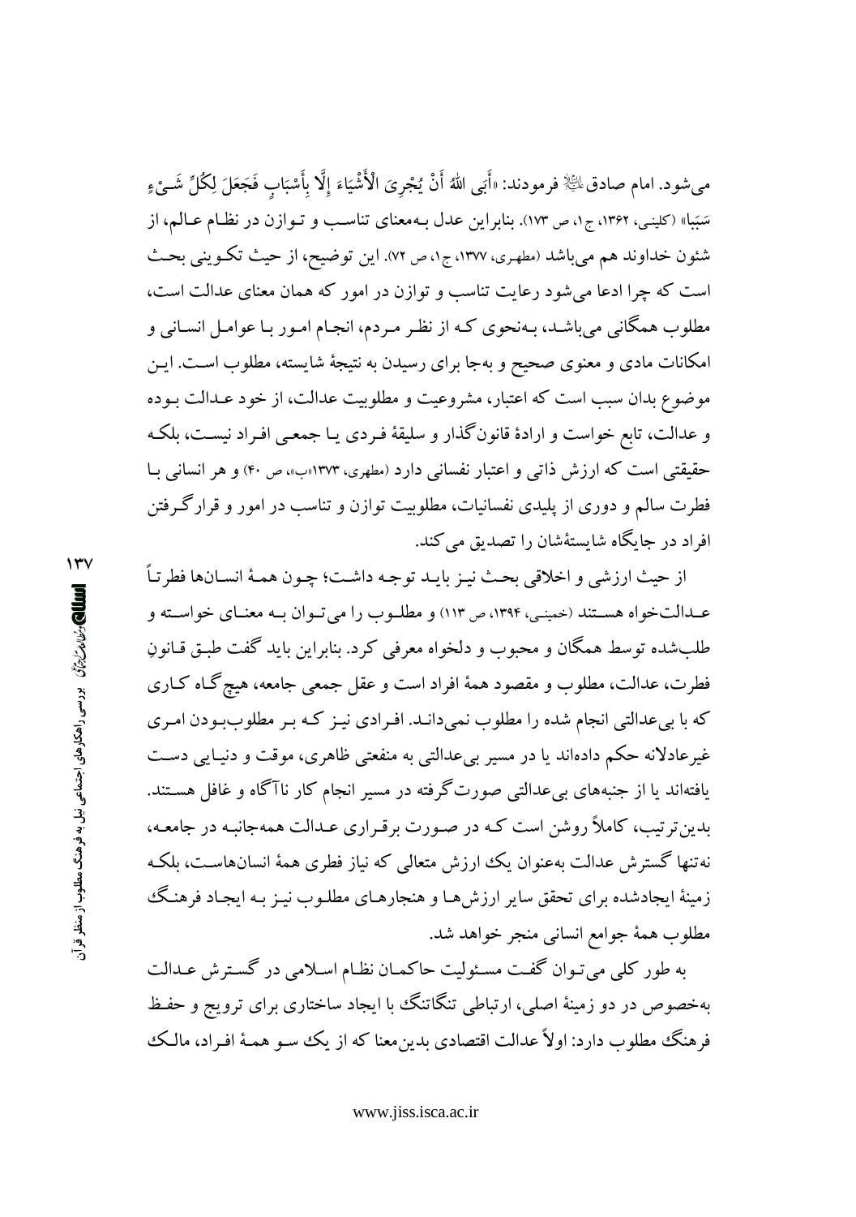می‌شود. امام صادق علیه السلام فرمودند: «أَبَى اللهُ أَنْ يُجْرِيَ الْأَشْيَاءَ إِلَّا بِأَسْبَابٍ فَجَعَلَ لِكُلِّ شَيْءٍ سَبَبًا» (کلینی، ۱۳۶۲، ج۱، ص ۱۷۳). بنابراین عدل به‌معنای تناسب و توازن در نظام عالم، از شئون خداوند هم می‌باشد (مطهری، ۱۳۷۷، ج۱، ص ۷۲). این توضیح، از حیث تکوینی بحث است که چرا ادعا می‌شود رعایت تناسب و توازن در امور که همان معنای عدالت است، مطلوب همگانی می‌باشد، به‌نحوی که از نظر مردم، انجام امور با عوامل انسانی و امکانات مادی و معنوی صحیح و به‌جا برای رسیدن به نتیجهٔ شایسته، مطلوب است. این موضوع بدان سبب است که اعتبار، مشروعیت و مطلوبیت عدالت، از خود عدالت بوده و عدالت، تابع خواست و ارادهٔ قانون‌گذار و سلیقهٔ فردی یا جمعی افراد نیست، بلکه حقیقتی است که ارزش ذاتی و اعتبار نفسانی دارد (مطهری، ۱۳۷۳«ب»، ص ۴۰) و هر انسانی با فطرت سالم و دوری از پلیدی نفسانیات، مطلوبیت توازن و تناسب در امور و قرارگرفتن افراد در جایگاه شایسته‌شان را تصدیق می‌کند.

از حیث ارزشی و اخلاقی بحث نیز باید توجه داشت؛ چون همهٔ انسان‌ها فطرتاً عدالت‌خواه هستند (خمینی، ۱۳۹۴، ص ۱۱۳) و مطلوب را می‌توان به معنای خواسته و طلب‌شده توسط همگان و محبوب و دلخواه معرفی کرد. بنابراین باید گفت طبق قانونِ فطرت، عدالت، مطلوب و مقصود همهٔ افراد است و عقل جمعی جامعه، هیچ‌گاه کاری که با بی‌عدالتی انجام شده را مطلوب نمی‌داند. افرادی نیز که بر مطلوب‌بودن امری غیرعادلانه حکم داده‌اند یا در مسیر بی‌عدالتی به منفعتی ظاهری، موقت و دنیایی دست یافته‌اند یا از جنبه‌های بی‌عدالتی صورت‌گرفته در مسیر انجام کار ناآگاه و غافل هستند. بدین‌ترتیب، کاملاً روشن است که در صورت برقراری عدالت همه‌جانبه در جامعه، نه‌تنها گسترش عدالت به‌عنوان یک ارزش متعالی که نیاز فطری همهٔ انسان‌هاست، بلکه زمینهٔ ایجادشده برای تحقق سایر ارزش‌ها و هنجارهای مطلوب نیز به ایجاد فرهنگ مطلوب همهٔ جوامع انسانی منجر خواهد شد.

به طور کلی می‌توان گفت مسئولیت حاکمان نظام اسلامی در گسترش عدالت به‌خصوص در دو زمینهٔ اصلی، ارتباطی تنگاتنگ با ایجاد ساختاری برای ترویج و حفظ فرهنگ مطلوب دارد: اولاً عدالت اقتصادی بدین‌معنا که از یک سو همهٔ افراد، مالک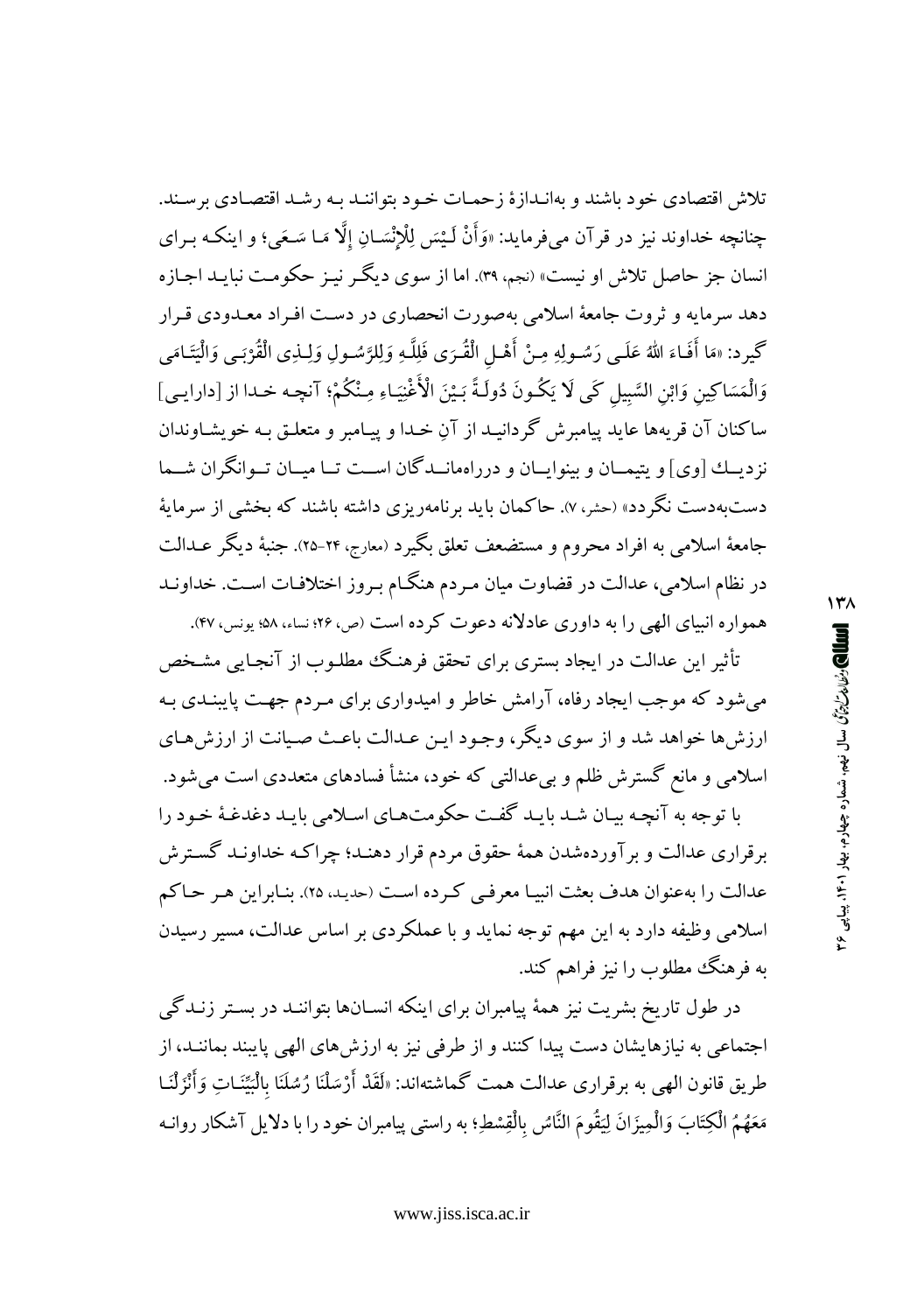تلاش اقتصادی خود باشند و به‌اندازهٔ زحمات خود بتوانند به رشد اقتصادی برسند. چنانچه خداوند نیز در قرآن می‌فرماید: «وَأَنْ لَيْسَ لِلْإِنْسَانِ إِلَّا مَا سَعَى؛ و اینکه برای انسان جز حاصل تلاش او نیست» (نجم، ۳۹). اما از سوی دیگر نیز حکومت نباید اجازه دهد سرمایه و ثروت جامعهٔ اسلامی به‌صورت انحصاری در دست افراد معدودی قرار گیرد: «مَا أَفَاءَ اللَّهُ عَلَى رَسُولِهِ مِنْ أَهْلِ الْقُرَى فَلِلَّهِ وَلِلرَّسُولِ وَلِذِي الْقُرْبَى وَالْيَتَامَى وَالْمَسَاكِينِ وَابْنِ السَّبِيلِ كَيْ لَا يَكُونَ دُولَةً بَيْنَ الْأَغْنِيَاءِ مِنْكُمْ؛ آنچه خدا از [دارایی] ساکنان آن قریه‌ها عاید پیامبرش گردانید از آنِ خدا و پیامبر و متعلق به خویشاوندان نزدیک [وی] و یتیمان و بینوایان و درراه‌ماندگان است تا میان توانگران شما دست‌به‌دست نگردد» (حشر، ۷). حاکمان باید برنامه‌ریزی داشته باشند که بخشی از سرمایهٔ جامعهٔ اسلامی به افراد محروم و مستضعف تعلق بگیرد (معارج، ۲۴-۲۵). جنبهٔ دیگر عدالت در نظام اسلامی، عدالت در قضاوت میان مردم هنگام بروز اختلافات است. خداوند همواره انبیای الهی را به داوری عادلانه دعوت کرده است (ص، ۲۶؛ نساء، ۵۸؛ یونس، ۴۷).

تأثیر این عدالت در ایجاد بستری برای تحقق فرهنگ مطلوب از آنجایی مشخص می‌شود که موجب ایجاد رفاه، آرامش خاطر و امیدواری برای مردم جهت پایبندی به ارزش‌ها خواهد شد و از سوی دیگر، وجود این عدالت باعث صیانت از ارزش‌های اسلامی و مانع گسترش ظلم و بی‌عدالتی که خود، منشأ فسادهای متعددی است می‌شود.

با توجه به آنچه بیان شد باید گفت حکومت‌های اسلامی باید دغدغهٔ خود را برقراری عدالت و برآورده‌شدن همهٔ حقوق مردم قرار دهند؛ چراکه خداوند گسترش عدالت را به‌عنوان هدف بعثت انبیا معرفی کرده است (حدید، ۲۵). بنابراین هر حاکم اسلامی وظیفه دارد به این مهم توجه نماید و با عملکردی بر اساس عدالت، مسیر رسیدن به فرهنگ مطلوب را نیز فراهم کند.

در طول تاریخ بشریت نیز همهٔ پیامبران برای اینکه انسان‌ها بتوانند در بستر زندگی اجتماعی به نیازهایشان دست پیدا کنند و از طرفی نیز به ارزش‌های الهی پایبند بمانند، از طریق قانون الهی به برقراری عدالت همت گماشته‌اند: «لَقَدْ أَرْسَلْنَا رُسُلَنَا بِالْبَيِّنَاتِ وَأَنْزَلْنَا مَعَهُمُ الْكِتَابَ وَالْمِيزَانَ لِيَقُومَ النَّاسُ بِالْقِسْطِ؛ به راستی پیامبران خود را با دلایل آشکار روانه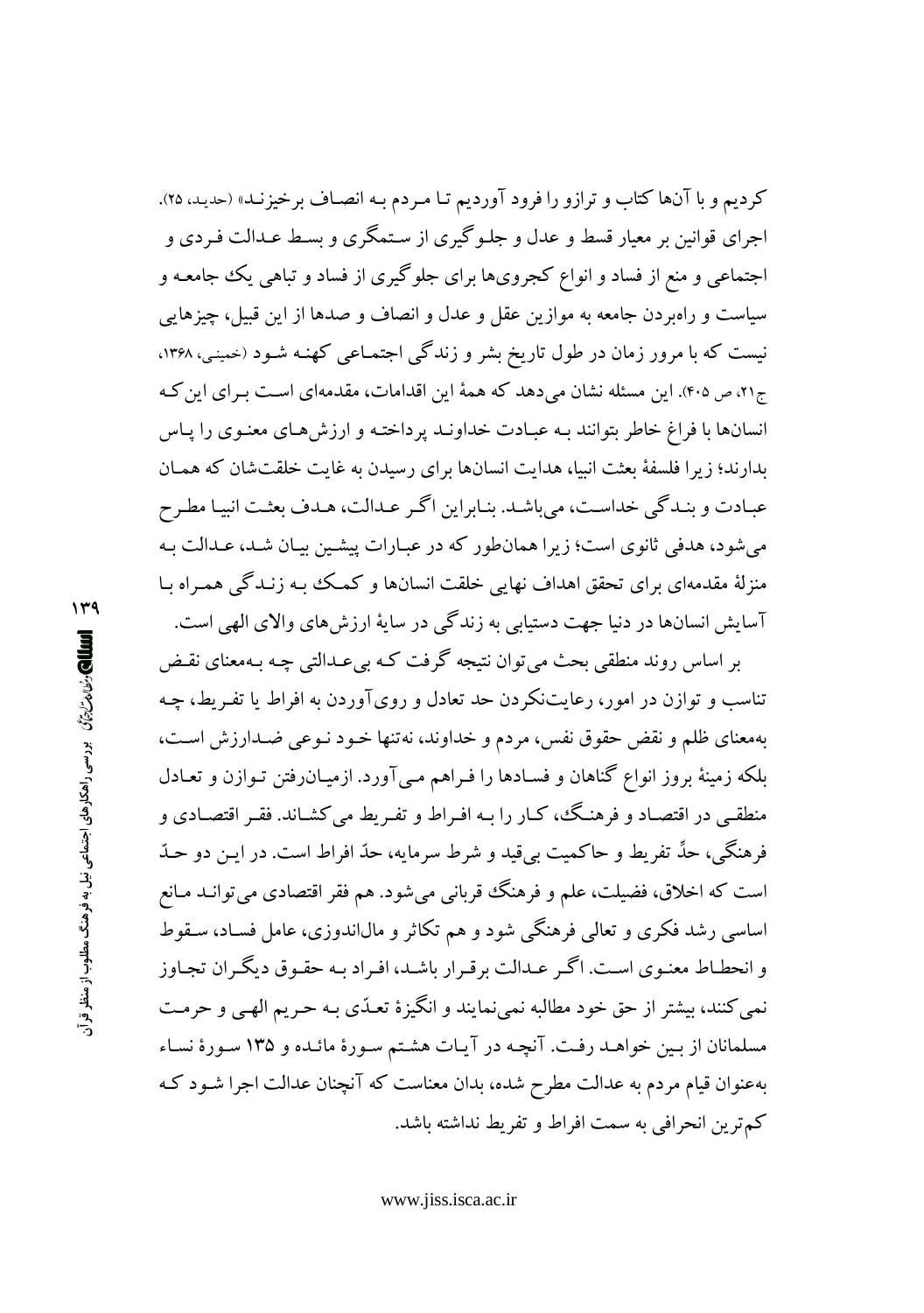کردیم و با آن‌ها کتاب و ترازو را فرود آوردیم تـا مـردم بـه انصـاف برخیزنـد» (حدید، ۲۵). اجرای قوانین بر معیار قسط و عدل و جلـوگیری از سـتمگری و بسـط عـدالت فـردی و اجتماعی و منع از فساد و انواع کجروی‌ها برای جلوگیری از فساد و تباهی یک جامعـه و سیاست و راه‌بردن جامعه به موازین عقل و عدل و انصاف و صدها از این قبیل، چیزهایی نیست که با مرور زمان در طول تاریخ بشر و زندگی اجتمـاعی کهنـه شـود (خمینی، ۱۳۶۸، ج۲۱، ص ۴۰۵). این مسئله نشان می‌دهد که همهٔ این اقدامات، مقدمه‌ای اسـت بـرای این‌کـه انسان‌ها با فراغ خاطر بتوانند بـه عبـادت خداونـد پرداختـه و ارزش‌هـای معنـوی را پـاس بدارند؛ زیرا فلسفهٔ بعثت انبیا، هدایت انسان‌ها برای رسیدن به غایت خلقت‌شان که همـان عبـادت و بنـدگی خداسـت، می‌باشـد. بنـابراین اگـر عـدالت، هـدف بعثـت انبیـا مطـرح می‌شود، هدفی ثانوی است؛ زیرا همان‌طور که در عبـارات پیشـین بیـان شـد، عـدالت بـه منزلهٔ مقدمه‌ای برای تحقق اهداف نهایی خلقت انسان‌ها و کمـک بـه زنـدگی همـراه بـا آسایش انسان‌ها در دنیا جهت دستیابی به زندگی در سایهٔ ارزش‌های والای الهی است.

بر اساس روند منطقی بحث می‌توان نتیجه گرفت کـه بی‌عـدالتی چـه بـه‌معنای نقـض تناسب و توازن در امور، رعایت‌نکردن حد تعادل و روی‌آوردن به افراط یا تفـریط، چـه به‌معنای ظلم و نقض حقوق نفس، مردم و خداوند، نه‌تنها خـود نـوعی ضـدارزش اسـت، بلکه زمینهٔ بروز انواع گناهان و فسـادها را فـراهم مـی‌آورد. ازمیـان‌رفتن تـوازن و تعـادل منطقـی در اقتصـاد و فرهنـگ، کـار را بـه افـراط و تفـریط می‌کشـاند. فقـر اقتصـادی و فرهنگی، حدِّ تفریط و حاکمیت بی‌قید و شرط سرمایه، حدّ افراط است. در ایـن دو حـدّ است که اخلاق، فضیلت، علم و فرهنگ قربانی می‌شود. هم فقر اقتصادی می‌توانـد مـانع اساسی رشد فکری و تعالی فرهنگی شود و هم تکاثر و مال‌اندوزی، عامل فسـاد، سـقوط و انحطـاط معنـوی اسـت. اگـر عـدالت برقـرار باشـد، افـراد بـه حقـوق دیگـران تجـاوز نمی‌کنند، بیشتر از حق خود مطالبه نمی‌نمایند و انگیزهٔ تعدّی بـه حـریم الهـی و حرمـت مسلمانان از بـین خواهـد رفـت. آنچـه در آیـات هشـتم سـورهٔ مائـده و ۱۳۵ سـورهٔ نسـاء به‌عنوان قیام مردم به عدالت مطرح شده، بدان معناست که آنچنان عدالت اجرا شـود کـه کم‌ترین انحرافی به سمت افراط و تفریط نداشته باشد.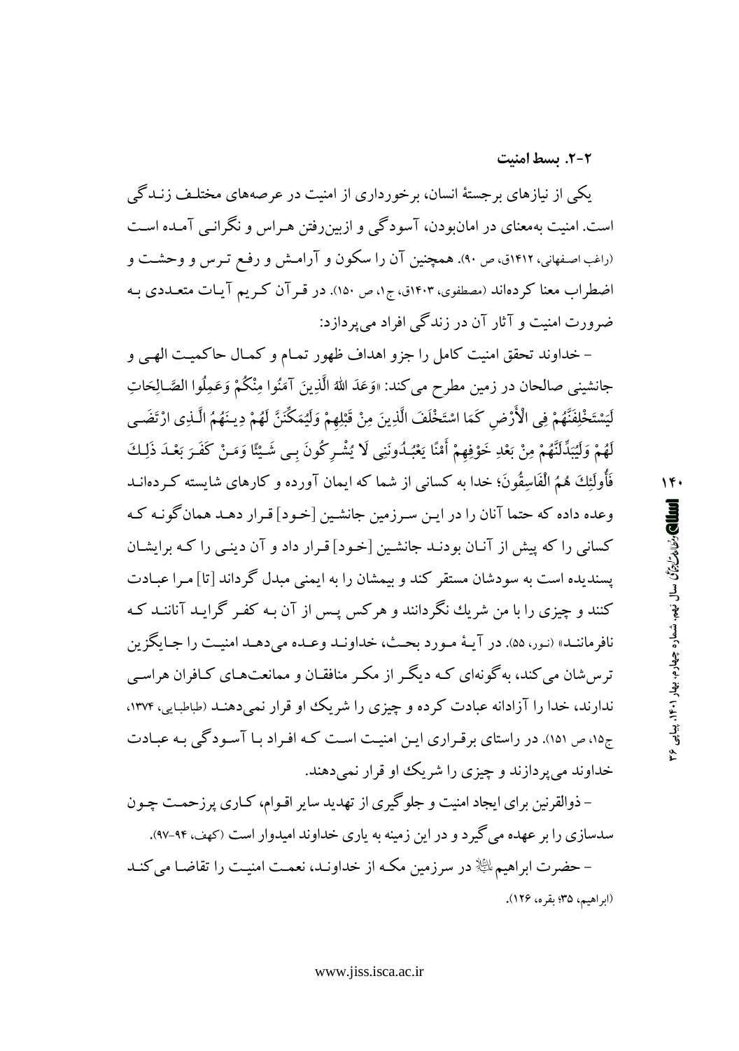### ۲-۲. بسط امنیت

یکی از نیازهای برجستهٔ انسان، برخورداری از امنیت در عرصه‌های مختلف زندگی است. امنیت به‌معنای در امان‌بودن، آسودگی و ازبین‌رفتن هراس و نگرانی آمده است (راغب اصفهانی، ۱۴۱۲ق، ص ۹۰). همچنین آن را سکون و آرامش و رفع ترس و وحشت و اضطراب معنا کرده‌اند (مصطفوی، ۱۴۰۳ق، ج۱، ص ۱۵۰). در قرآن کریم آیات متعددی به ضرورت امنیت و آثار آن در زندگی افراد می‌پردازد:

– خداوند تحقق امنیت کامل را جزو اهداف ظهور تمام و کمال حاکمیت الهی و جانشینی صالحان در زمین مطرح می‌کند: «وَعَدَ اللهُ الَّذِينَ آمَنُوا مِنْكُمْ وَعَمِلُوا الصَّالِحَاتِ لَيَسْتَخْلِفَنَّهُمْ فِي الْأَرْضِ كَمَا اسْتَخْلَفَ الَّذِينَ مِنْ قَبْلِهِمْ وَلَيُمَكِّنَنَّ لَهُمْ دِينَهُمُ الَّذِي ارْتَضَى لَهُمْ وَلَيُبَدِّلَنَّهُمْ مِنْ بَعْدِ خَوْفِهِمْ أَمْنًا يَعْبُدُونَنِي لَا يُشْرِكُونَ بِي شَيْئًا وَمَنْ كَفَرَ بَعْدَ ذَلِكَ فَأُولَئِكَ هُمُ الْفَاسِقُونَ؛ خدا به کسانی از شما که ایمان آورده و کارهای شایسته کرده‌اند وعده داده که حتما آنان را در این سرزمین جانشین [خود] قرار دهد همان‌گونه که کسانی را که پیش از آنان بودند جانشین [خود] قرار داد و آن دینی را که برایشان پسندیده است به سودشان مستقر کند و بیمشان را به ایمنی مبدل گرداند [تا] مرا عبادت کنند و چیزی را با من شریک نگردانند و هرکس پس از آن به کفر گراید آنانند که نافرمانند» (نور، ۵۵). در آیهٔ مورد بحث، خداوند وعده می‌دهد امنیت را جایگزین ترس‌شان می‌کند، به‌گونه‌ای که دیگر از مکر منافقان و ممانعت‌های کافران هراسی ندارند، خدا را آزادانه عبادت کرده و چیزی را شریک او قرار نمی‌دهند (طباطبایی، ۱۳۷۴، ج۱۵، ص ۱۵۱). در راستای برقراری این امنیت است که افراد با آسودگی به عبادت خداوند می‌پردازند و چیزی را شریک او قرار نمی‌دهند.

– ذوالقرنین برای ایجاد امنیت و جلوگیری از تهدید سایر اقوام، کاری پرزحمت چون سدسازی را بر عهده می‌گیرد و در این زمینه به یاری خداوند امیدوار است (کهف، ۹۴-۹۷).

– حضرت ابراهیم علیه‌السلام در سرزمین مکه از خداوند، نعمت امنیت را تقاضا می‌کند (ابراهیم، ۳۵؛ بقره، ۱۲۶).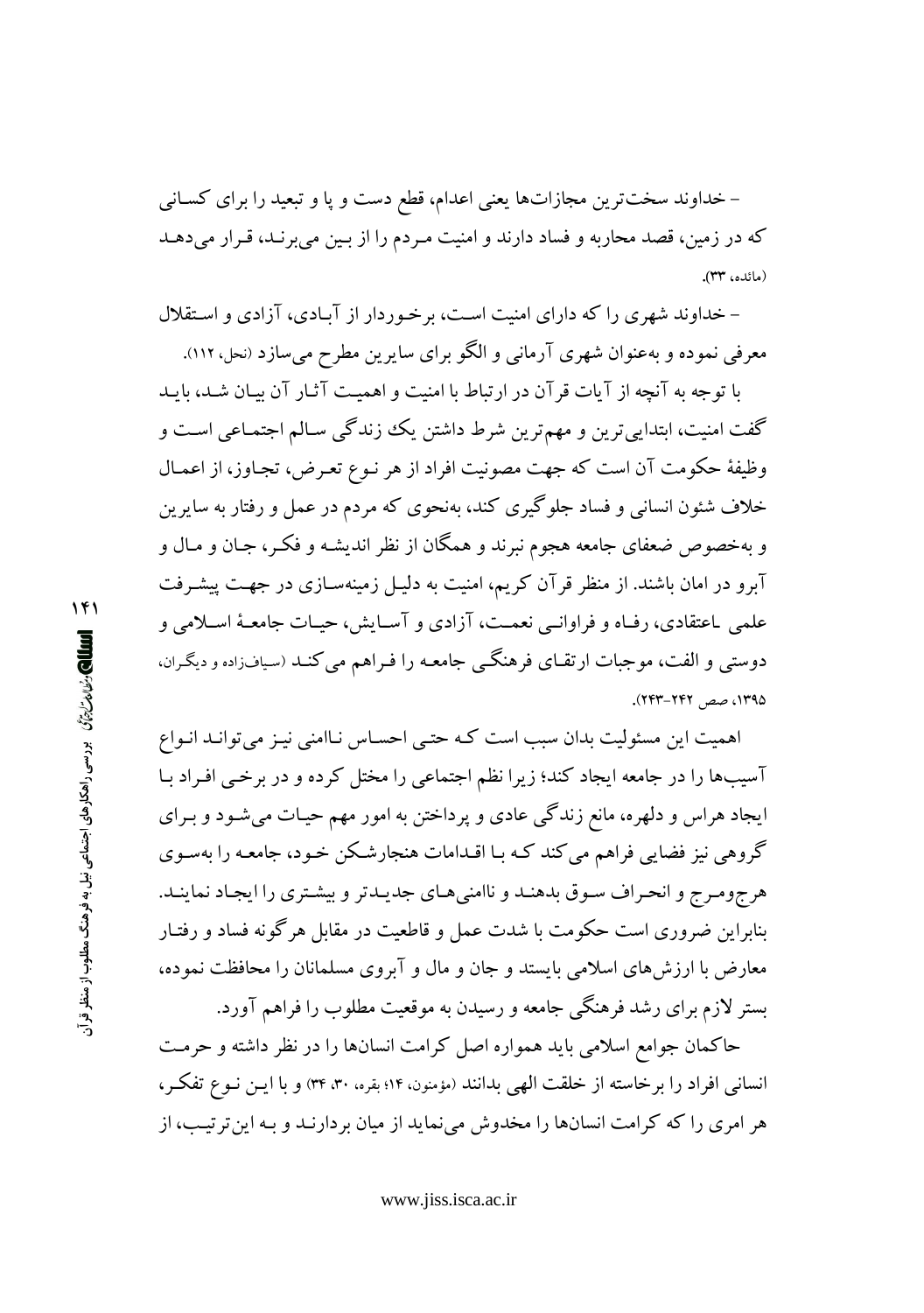– خداوند سخت‌ترین مجازات‌ها یعنی اعدام، قطع دست و پا و تبعید را برای کسانی که در زمین، قصد محاربه و فساد دارند و امنیت مردم را از بین می‌برند، قرار می‌دهد (مائده، ۳۳).

– خداوند شهری را که دارای امنیت است، برخوردار از آبادی، آزادی و استقلال معرفی نموده و به‌عنوان شهری آرمانی و الگو برای سایرین مطرح می‌سازد (نحل، ۱۱۲).

با توجه به آنچه از آیات قرآن در ارتباط با امنیت و اهمیت آثار آن بیان شد، باید گفت امنیت، ابتدایی‌ترین و مهم‌ترین شرط داشتن یک زندگی سالم اجتماعی است و وظیفهٔ حکومت آن است که جهت مصونیت افراد از هر نوع تعرض، تجاوز، از اعمال خلاف شئون انسانی و فساد جلوگیری کند، به‌نحوی که مردم در عمل و رفتار به سایرین و به‌خصوص ضعفای جامعه هجوم نبرند و همگان از نظر اندیشه و فکر، جان و مال و آبرو در امان باشند. از منظر قرآن کریم، امنیت به دلیل زمینه‌سازی در جهت پیشرفت علمی ـ اعتقادی، رفاه و فراوانی نعمت، آزادی و آسایش، حیات جامعهٔ اسلامی و دوستی و الفت، موجبات ارتقای فرهنگی جامعه را فراهم می‌کند (سیاف‌زاده و دیگران، ۱۳۹۵، صص ۲۴۲-۲۴۳).

اهمیت این مسئولیت بدان سبب است که حتی احساس ناامنی نیز می‌تواند انواع آسیب‌ها را در جامعه ایجاد کند؛ زیرا نظم اجتماعی را مختل کرده و در برخی افراد با ایجاد هراس و دلهره، مانع زندگی عادی و پرداختن به امور مهم حیات می‌شود و برای گروهی نیز فضایی فراهم می‌کند که با اقدامات هنجارشکن خود، جامعه را به‌سوی هرج‌ومرج و انحراف سوق بدهند و ناامنی‌های جدیدتر و بیشتری را ایجاد نمایند. بنابراین ضروری است حکومت با شدت عمل و قاطعیت در مقابل هرگونه فساد و رفتار معارض با ارزش‌های اسلامی بایستد و جان و مال و آبروی مسلمانان را محافظت نموده، بستر لازم برای رشد فرهنگی جامعه و رسیدن به موقعیت مطلوب را فراهم آورد.

حاکمان جوامع اسلامی باید همواره اصل کرامت انسان‌ها را در نظر داشته و حرمت انسانی افراد را برخاسته از خلقت الهی بدانند (مؤمنون، ۱۴؛ بقره، ۳۰، ۳۴) و با این نوع تفکر، هر امری را که کرامت انسان‌ها را مخدوش می‌نماید از میان بردارند و به این‌ترتیب، از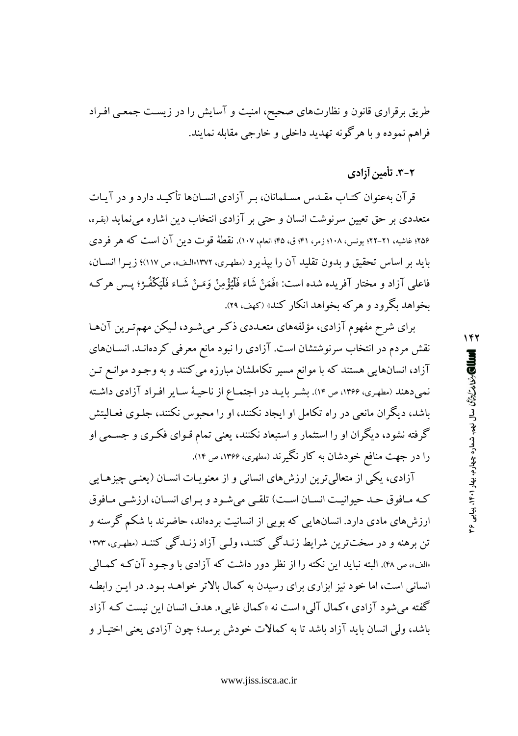طریق برقراری قانون و نظارت‌های صحیح، امنیت و آسایش را در زیست جمعی افراد فراهم نموده و با هرگونه تهدید داخلی و خارجی مقابله نمایند.

### ۲-۳. تأمین آزادی

قرآن به‌عنوان کتاب مقدس مسلمانان، بر آزادی انسان‌ها تأکید دارد و در آیات متعددی بر حق تعیین سرنوشت انسان و حتی بر آزادی انتخاب دین اشاره می‌نماید (بقره، ۲۵۶؛ غاشیه، ۲۱-۲۲؛ یونس، ۱۰۸؛ زمر، ۴۱؛ ق، ۴۵؛ انعام، ۱۰۷). نقطهٔ قوت دین آن است که هر فردی باید بر اساس تحقیق و بدون تقلید آن را بپذیرد (مطهری، ۱۳۷۲«الف»، ص ۱۱۷)؛ زیرا انسان، فاعلی آزاد و مختار آفریده شده است: «فَمَنْ شَاءَ فَلْيُؤْمِنْ وَمَنْ شَاءَ فَلْيَكْفُرْ؛ پس هرکه بخواهد بگرود و هر که بخواهد انکار کند» (کهف، ۲۹).

برای شرح مفهوم آزادی، مؤلفه‌های متعددی ذکر می‌شود، لیکن مهم‌ترین آن‌ها نقش مردم در انتخاب سرنوشتشان است. آزادی را نبود مانع معرفی کرده‌اند. انسان‌های آزاد، انسان‌هایی هستند که با موانع مسیر تکاملشان مبارزه می‌کنند و به وجود موانع تن نمی‌دهند (مطهری، ۱۳۶۶، ص ۱۴). بشر باید در اجتماع از ناحیهٔ سایر افراد آزادی داشته باشد، دیگران مانعی در راه تکامل او ایجاد نکنند، او را محبوس نکنند، جلوی فعالیتش گرفته نشود، دیگران او را استثمار و استبعاد نکنند، یعنی تمام قوای فکری و جسمی او را در جهت منافع خودشان به کار نگیرند (مطهری، ۱۳۶۶، ص ۱۴).

آزادی، یکی از متعالی‌ترین ارزش‌های انسانی و از معنویات انسان (یعنی چیزهایی که مافوق حد حیوانیت انسان است) تلقی می‌شود و برای انسان، ارزشی مافوق ارزش‌های مادی دارد. انسان‌هایی که بویی از انسانیت برده‌اند، حاضرند با شکم گرسنه و تن برهنه و در سخت‌ترین شرایط زندگی کنند، ولی آزاد زندگی کنند (مطهری، ۱۳۷۳ «الف»، ص ۴۸). البته نباید این نکته را از نظر دور داشت که آزادی با وجود آن‌که کمالی انسانی است، اما خود نیز ابزاری برای رسیدن به کمال بالاتر خواهد بود. در این رابطه گفته می‌شود آزادی «کمال آلی» است نه «کمال غایی». هدف انسان این نیست که آزاد باشد، ولی انسان باید آزاد باشد تا به کمالات خودش برسد؛ چون آزادی یعنی اختیار و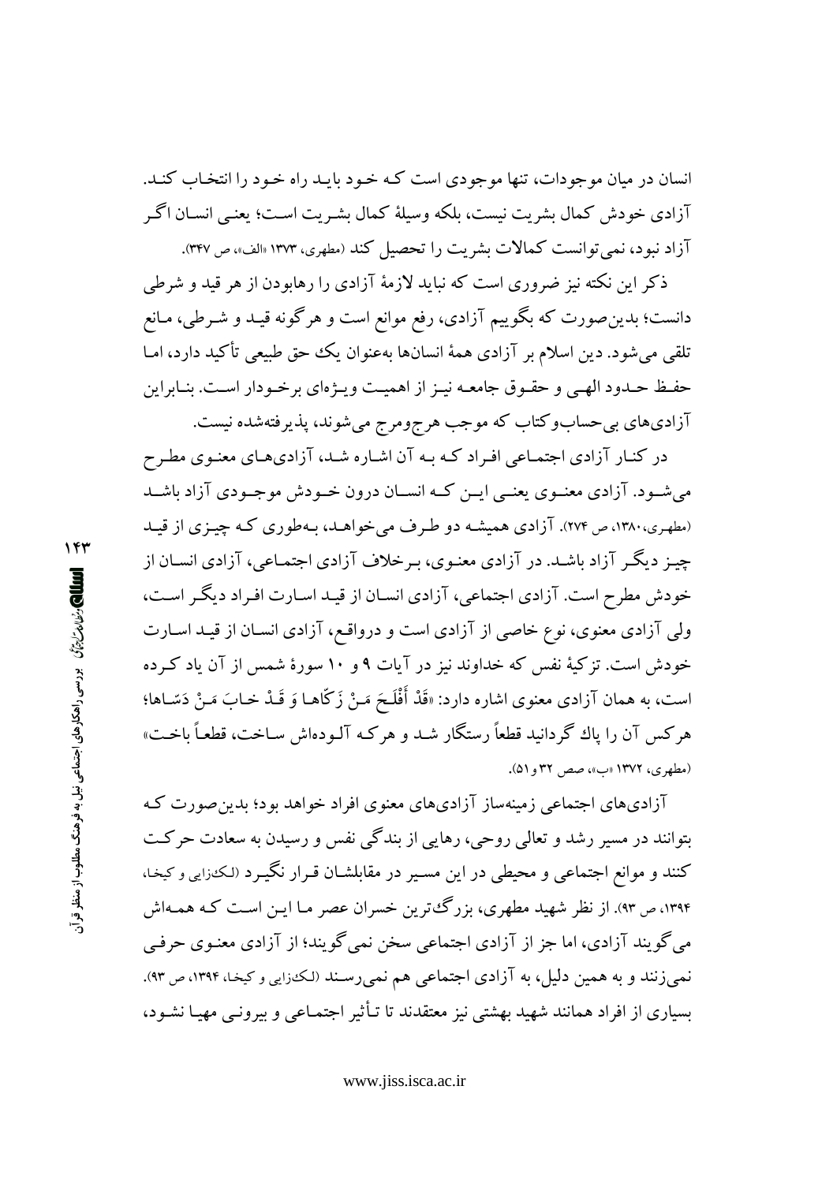انسان در میان موجودات، تنها موجودی است که خود باید راه خود را انتخاب کند. آزادی خودش کمال بشریت نیست، بلکه وسیلهٔ کمال بشریت است؛ یعنی انسان اگر آزاد نبود، نمی‌توانست کمالات بشریت را تحصیل کند (مطهری، ۱۳۷۳ «الف»، ص ۳۴۷).

ذکر این نکته نیز ضروری است که نباید لازمهٔ آزادی را رهابودن از هر قید و شرطی دانست؛ بدین‌صورت که بگوییم آزادی، رفع موانع است و هرگونه قید و شرطی، مانع تلقی می‌شود. دین اسلام بر آزادی همهٔ انسان‌ها به‌عنوان یک حق طبیعی تأکید دارد، اما حفظ حدود الهی و حقوق جامعه نیز از اهمیت ویژه‌ای برخوردار است. بنابراین آزادی‌های بی‌حساب‌وکتاب که موجب هرج‌ومرج می‌شوند، پذیرفته‌شده نیست.

در کنار آزادی اجتماعی افراد که به آن اشاره شد، آزادی‌های معنوی مطرح می‌شود. آزادی معنوی یعنی این که انسان درون خودش موجودی آزاد باشد (مطهری، ۱۳۸۰، ص ۲۷۴). آزادی همیشه دو طرف می‌خواهد، به‌طوری که چیزی از قید چیز دیگر آزاد باشد. در آزادی معنوی، برخلاف آزادی اجتماعی، آزادی انسان از خودش مطرح است. آزادی اجتماعی، آزادی انسان از قید اسارت افراد دیگر است، ولی آزادی معنوی، نوع خاصی از آزادی است و درواقع، آزادی انسان از قید اسارت خودش است. تزکیهٔ نفس که خداوند نیز در آیات ۹ و ۱۰ سورهٔ شمس از آن یاد کرده است، به همان آزادی معنوی اشاره دارد: «قَدْ أَفْلَحَ مَنْ زَكّاها وَ قَدْ خابَ مَنْ دَسّاها؛ هرکس آن را پاك گردانید قطعاً رستگار شد و هرکه آلوده‌اش ساخت، قطعاً باخت» (مطهری، ۱۳۷۲ «ب»، صص ۳۲ و ۵۱).

آزادی‌های اجتماعی زمینه‌ساز آزادی‌های معنوی افراد خواهد بود؛ بدین‌صورت که بتوانند در مسیر رشد و تعالی روحی، رهایی از بندگی نفس و رسیدن به سعادت حرکت کنند و موانع اجتماعی و محیطی در این مسیر در مقابلشان قرار نگیرد (لک‌زایی و کیخا، ۱۳۹۴، ص ۹۳). از نظر شهید مطهری، بزرگ‌ترین خسران عصر ما این است که همه‌اش می‌گویند آزادی، اما جز از آزادی اجتماعی سخن نمی‌گویند؛ از آزادی معنوی حرفی نمی‌زنند و به همین دلیل، به آزادی اجتماعی هم نمی‌رسند (لک‌زایی و کیخا، ۱۳۹۴، ص ۹۳). بسیاری از افراد همانند شهید بهشتی نیز معتقدند تا تأثیر اجتماعی و بیرونی مهیا نشود،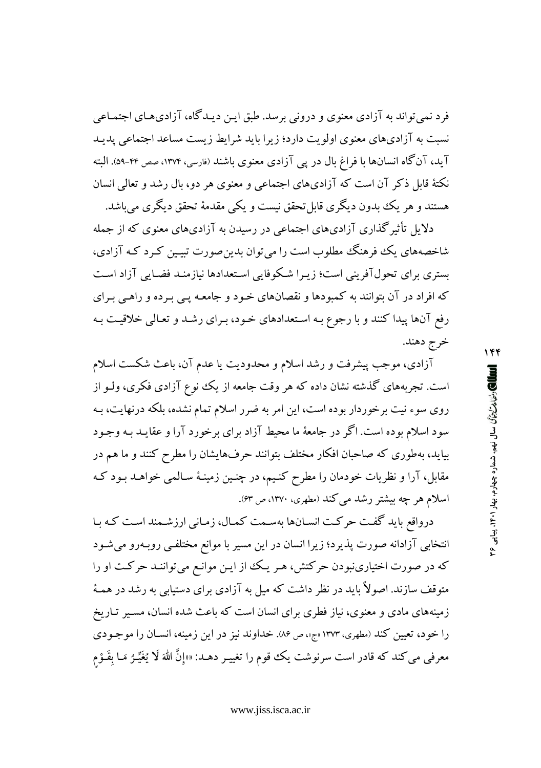فرد نمی‌تواند به آزادی معنوی و درونی برسد. طبق این دیدگاه، آزادی‌های اجتماعی نسبت به آزادی‌های معنوی اولویت دارد؛ زیرا باید شرایط زیست مساعد اجتماعی پدید آید، آن‌گاه انسان‌ها با فراغ بال در پی آزادی معنوی باشند (فارسی، ۱۳۷۴، صص ۴۴-۵۹). البته نکتهٔ قابل ذکر آن است که آزادی‌های اجتماعی و معنوی هر دو، بال رشد و تعالی انسان هستند و هر یک بدون دیگری قابل‌تحقق نیست و یکی مقدمهٔ تحقق دیگری می‌باشد.

دلایل تأثیرگذاری آزادی‌های اجتماعی در رسیدن به آزادی‌های معنوی که از جمله شاخصه‌های یک فرهنگ مطلوب است را می‌توان بدین‌صورت تبیین کرد که آزادی، بستری برای تحول‌آفرینی است؛ زیرا شکوفایی استعدادها نیازمند فضایی آزاد است که افراد در آن بتوانند به کمبودها و نقصان‌های خود و جامعه پی برده و راهی برای رفع آن‌ها پیدا کنند و با رجوع به استعدادهای خود، برای رشد و تعالی خلاقیت به خرج دهند.

آزادی، موجب پیشرفت و رشد اسلام و محدودیت یا عدم آن، باعث شکست اسلام است. تجربه‌های گذشته نشان داده که هر وقت جامعه از یک نوع آزادی فکری، ولو از روی سوء نیت برخوردار بوده است، این امر به ضرر اسلام تمام نشده، بلکه درنهایت، به سود اسلام بوده است. اگر در جامعهٔ ما محیط آزاد برای برخورد آرا و عقاید به وجود بیاید، به‌طوری که صاحبان افکار مختلف بتوانند حرف‌هایشان را مطرح کنند و ما هم در مقابل، آرا و نظریات خودمان را مطرح کنیم، در چنین زمینهٔ سالمی خواهد بود که اسلام هر چه بیشتر رشد می‌کند (مطهری، ۱۳۷۰، ص ۶۳).

درواقع باید گفت حرکت انسان‌ها به‌سمت کمال، زمانی ارزشمند است که با انتخابی آزادانه صورت پذیرد؛ زیرا انسان در این مسیر با موانع مختلفی روبه‌رو می‌شود که در صورت اختیاری‌نبودن حرکتش، هر یک از این موانع می‌توانند حرکت او را متوقف سازند. اصولاً باید در نظر داشت که میل به آزادی برای دستیابی به رشد در همهٔ زمینه‌های مادی و معنوی، نیاز فطری برای انسان است که باعث شده انسان، مسیر تاریخ را خود، تعیین کند (مطهری، ۱۳۷۳ «ج»، ص ۸۶). خداوند نیز در این زمینه، انسان را موجودی معرفی می‌کند که قادر است سرنوشت یک قوم را تغییر دهد: «﴿إِنَّ اللهَ لَا يُغَيِّرُ مَا بِقَوْمٍ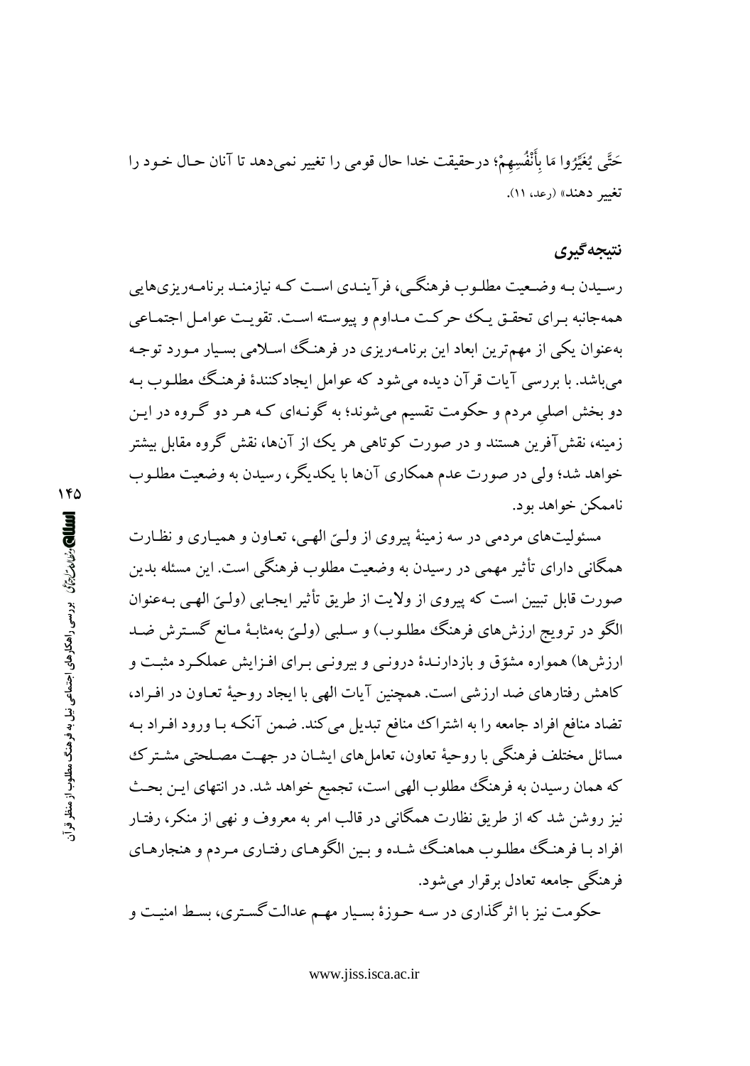حَتَّى يُغَيِّرُوا مَا بِأَنْفُسِهِمْ؛ درحقیقت خدا حال قومی را تغییر نمی‌دهد تا آنان حال خود را تغییر دهند» (رعد، ۱۱).

## نتیجه‌گیری

رسیدن به وضعیت مطلوب فرهنگی، فرآیندی است که نیازمند برنامه‌ریزی‌هایی همه‌جانبه برای تحقق یک حرکت مداوم و پیوسته است. تقویت عوامل اجتماعی به‌عنوان یکی از مهم‌ترین ابعاد این برنامه‌ریزی در فرهنگ اسلامی بسیار مورد توجه می‌باشد. با بررسی آیات قرآن دیده می‌شود که عوامل ایجادکنندهٔ فرهنگ مطلوب به دو بخش اصلیِ مردم و حکومت تقسیم می‌شوند؛ به گونه‌ای که هر دو گروه در این زمینه، نقش‌آفرین هستند و در صورت کوتاهی هر یک از آن‌ها، نقش گروه مقابل بیشتر خواهد شد؛ ولی در صورت عدم همکاری آن‌ها با یکدیگر، رسیدن به وضعیت مطلوب ناممکن خواهد بود.

مسئولیت‌های مردمی در سه زمینهٔ پیروی از ولیّ الهی، تعاون و همیاری و نظارت همگانی دارای تأثیر مهمی در رسیدن به وضعیت مطلوب فرهنگی است. این مسئله بدین صورت قابل تبیین است که پیروی از ولایت از طریق تأثیر ایجابی (ولیّ الهی به‌عنوان الگو در ترویج ارزش‌های فرهنگ مطلوب) و سلبی (ولیّ به‌مثابهٔ مانع گسترش ضد ارزش‌ها) همواره مشوّق و بازدارندهٔ درونی و بیرونی برای افزایش عملکرد مثبت و کاهش رفتارهای ضد ارزشی است. همچنین آیات الهی با ایجاد روحیهٔ تعاون در افراد، تضاد منافع افراد جامعه را به اشتراک منافع تبدیل می‌کند. ضمن آنکه با ورود افراد به مسائل مختلف فرهنگی با روحیهٔ تعاون، تعامل‌های ایشان در جهت مصلحتی مشترک که همان رسیدن به فرهنگ مطلوب الهی است، تجمیع خواهد شد. در انتهای این بحث نیز روشن شد که از طریق نظارت همگانی در قالب امر به معروف و نهی از منکر، رفتار افراد با فرهنگ مطلوب هماهنگ شده و بین الگوهای رفتاری مردم و هنجارهای فرهنگی جامعه تعادل برقرار می‌شود.

حکومت نیز با اثرگذاری در سه حوزهٔ بسیار مهم عدالت‌گستری، بسط امنیت و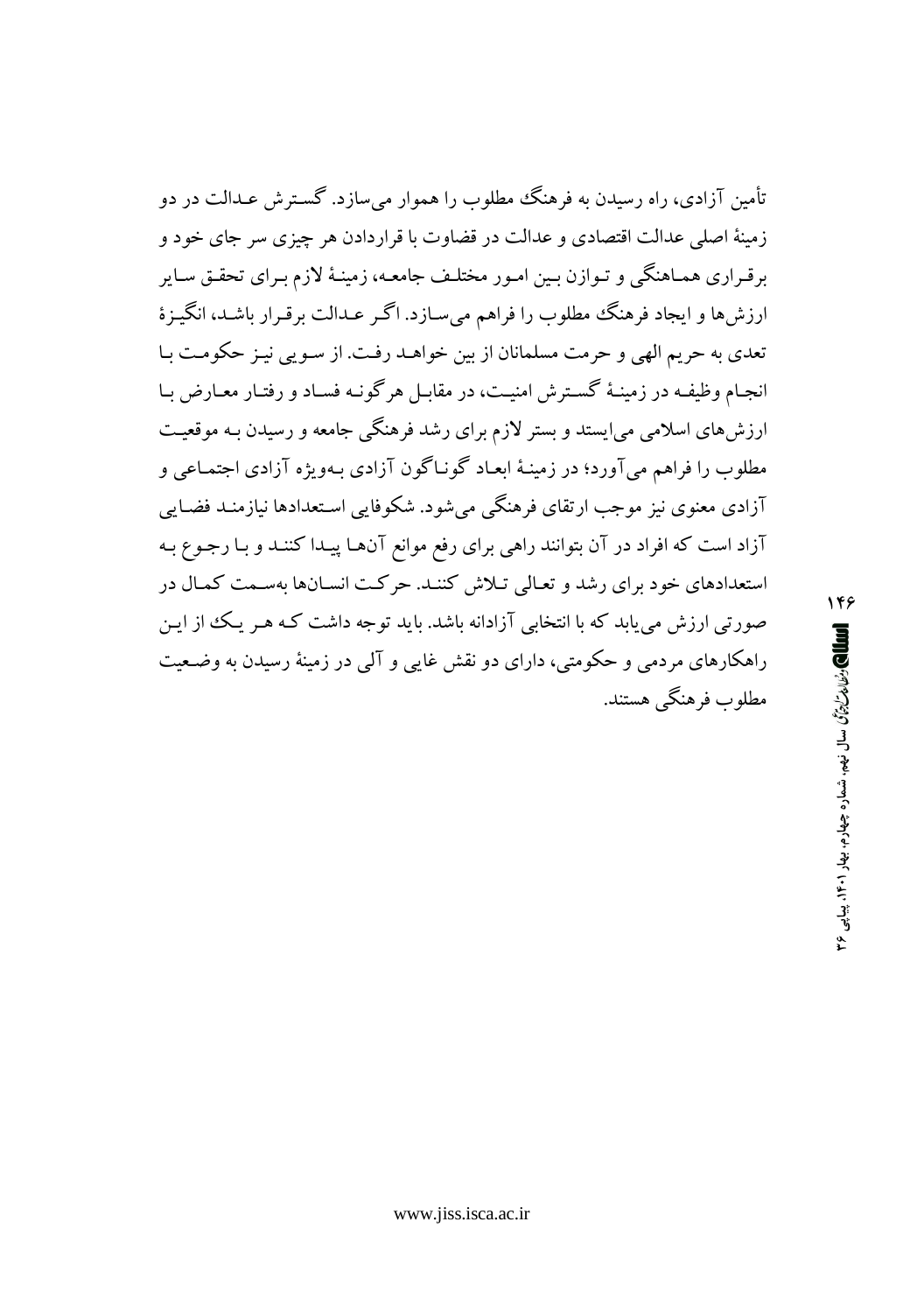تأمین آزادی، راه رسیدن به فرهنگ مطلوب را هموار می‌سازد. گسترش عدالت در دو زمینهٔ اصلی عدالت اقتصادی و عدالت در قضاوت با قراردادن هر چیزی سر جای خود و برقراری هماهنگی و توازن بین امور مختلف جامعه، زمینهٔ لازم برای تحقق سایر ارزش‌ها و ایجاد فرهنگ مطلوب را فراهم می‌سازد. اگر عدالت برقرار باشد، انگیزهٔ تعدی به حریم الهی و حرمت مسلمانان از بین خواهد رفت. از سویی نیز حکومت با انجام وظیفه در زمینهٔ گسترش امنیت، در مقابل هرگونه فساد و رفتار معارض با ارزش‌های اسلامی می‌ایستد و بستر لازم برای رشد فرهنگی جامعه و رسیدن به موقعیت مطلوب را فراهم می‌آورد؛ در زمینهٔ ابعاد گوناگون آزادی به‌ویژه آزادی اجتماعی و آزادی معنوی نیز موجب ارتقای فرهنگی می‌شود. شکوفایی استعدادها نیازمند فضایی آزاد است که افراد در آن بتوانند راهی برای رفع موانع آن‌ها پیدا کنند و با رجوع به استعدادهای خود برای رشد و تعالی تلاش کنند. حرکت انسان‌ها به‌سمت کمال در صورتی ارزش می‌یابد که با انتخابی آزادانه باشد. باید توجه داشت که هر یک از این راهکارهای مردمی و حکومتی، دارای دو نقش غایی و آلی در زمینهٔ رسیدن به وضعیت مطلوب فرهنگی هستند.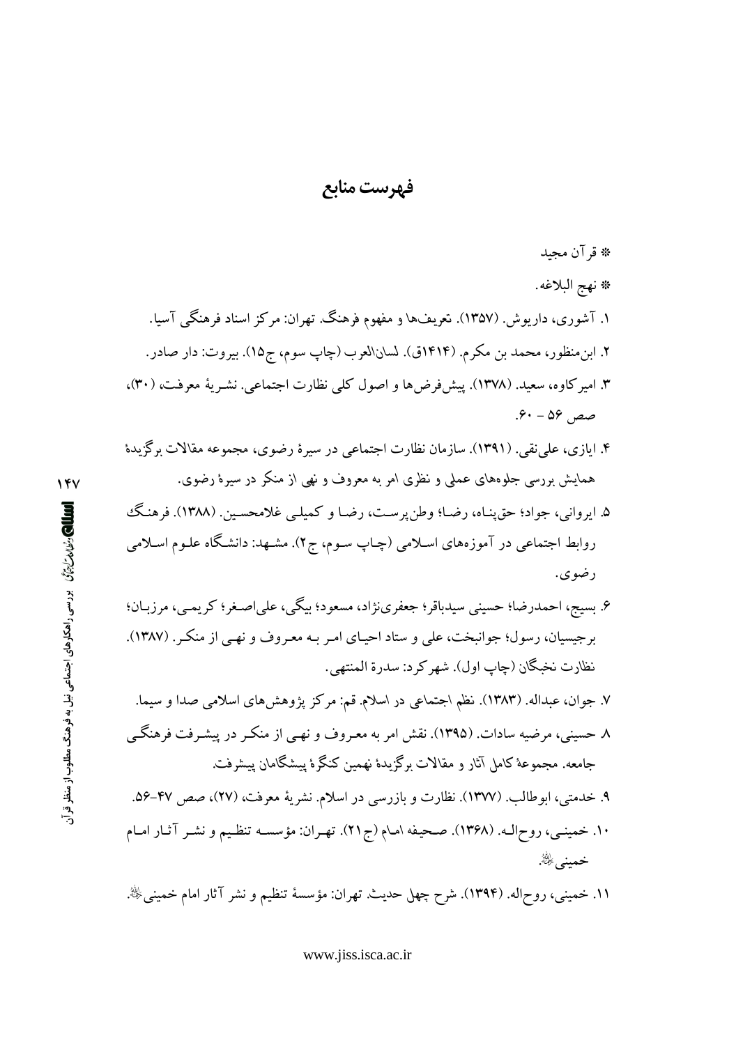# فهرست منابع

* قرآن مجید
* نهج البلاغه.

۱. آشوری، داریوش. (۱۳۵۷). تعریف‌ها و مفهوم فرهنگ. تهران: مرکز اسناد فرهنگی آسیا.

۲. ابن‌منظور، محمد بن مکرم. (۱۴۱۴ق). لسان‌العرب (چاپ سوم، ج۱۵). بیروت: دار صادر.

۳. امیرکاوه، سعید. (۱۳۷۸). پیش‌فرض‌ها و اصول کلی نظارت اجتماعی. نشریهٔ معرفت، (۳۰)، صص ۵۶ - ۶۰.

۴. ایازی، علی‌نقی. (۱۳۹۱). سازمان نظارت اجتماعی در سیرهٔ رضوی، مجموعه مقالات برگزیدهٔ همایش بررسی جلوه‌های عملی و نظری امر به معروف و نهی از منکر در سیرهٔ رضوی.

۵. ایروانی، جواد؛ حق‌پناه، رضا؛ وطن‌پرست، رضا و کمیلی غلامحسین. (۱۳۸۸). فرهنگ روابط اجتماعی در آموزه‌های اسلامی (چاپ سوم، ج۲). مشهد: دانشگاه علوم اسلامی رضوی.

۶. بسیج، احمدرضا؛ حسینی سیدباقر؛ جعفری‌نژاد، مسعود؛ بیگی، علی‌اصغر؛ کریمی، مرزبان؛ برجیسیان، رسول؛ جوانبخت، علی و ستاد احیای امر به معروف و نهی از منکر. (۱۳۸۷). نظارت نخبگان (چاپ اول). شهرکرد: سدرة المنتهی.

۷. جوان، عبداله. (۱۳۸۳). نظم اجتماعی در اسلام. قم: مرکز پژوهش‌های اسلامی صدا و سیما.

۸ حسینی، مرضیه سادات. (۱۳۹۵). نقش امر به معروف و نهی از منکر در پیشرفت فرهنگی جامعه. مجموعهٔ کامل آثار و مقالات برگزیدهٔ نهمین کنگرهٔ پیشگامان پیشرفت.

۹. خدمتی، ابوطالب. (۱۳۷۷). نظارت و بازرسی در اسلام. نشریهٔ معرفت، (۲۷)، صص ۴۷-۵۶.

۱۰. خمینی، روح‌اله. (۱۳۶۸). صحیفه امام (ج۲۱). تهران: مؤسسه تنظیم و نشر آثار امام خمینی.

۱۱. خمینی، روح‌اله. (۱۳۹۴). شرح چهل حدیث. تهران: مؤسسهٔ تنظیم و نشر آثار امام خمینی.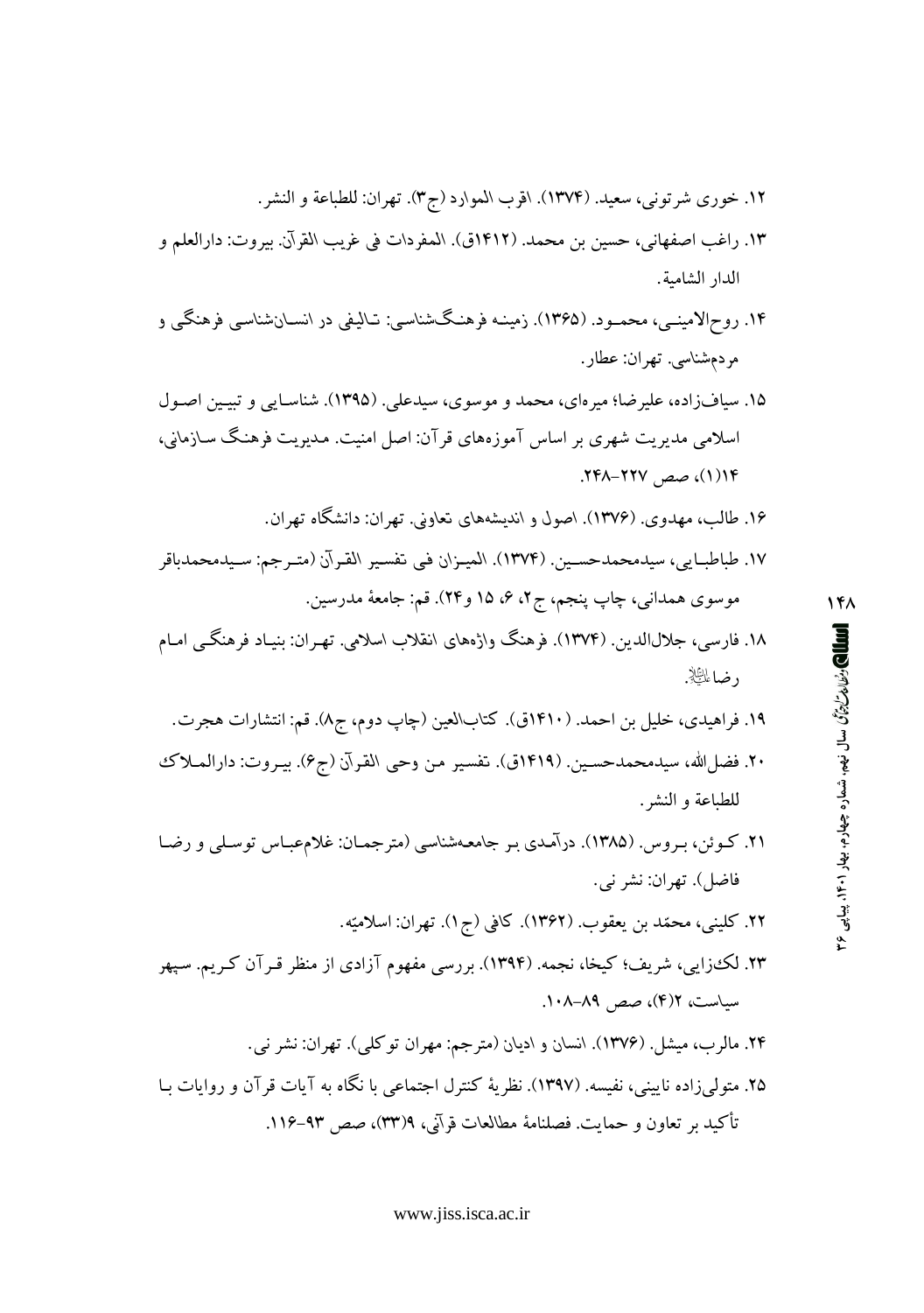۱۲. خوری شرتونی، سعید. (۱۳۷۴). اقرب الموارد (ج۳). تهران: للطباعة و النشر.

۱۳. راغب اصفهانی، حسین بن محمد. (۱۴۱۲ق). المفردات فی غریب القرآن. بیروت: دارالعلم و الدار الشامیة.

۱۴. روح‌الامینی، محمود. (۱۳۶۵). زمینه فرهنگ‌شناسی: تالیفی در انسان‌شناسی فرهنگی و مردم‌شناسی. تهران: عطار.

۱۵. سیاف‌زاده، علیرضا؛ میره‌ای، محمد و موسوی، سیدعلی. (۱۳۹۵). شناسایی و تبیین اصول اسلامی مدیریت شهری بر اساس آموزه‌های قرآن: اصل امنیت. مدیریت فرهنگ سازمانی، ۱۴(۱)، صص ۲۲۷-۲۴۸.

۱۶. طالب، مهدوی. (۱۳۷۶). اصول و اندیشه‌های تعاونی. تهران: دانشگاه تهران.

۱۷. طباطبایی، سیدمحمدحسین. (۱۳۷۴). المیزان فی تفسیر القرآن (مترجم: سیدمحمدباقر موسوی همدانی، چاپ پنجم، ج۲، ۶، ۱۵ و۲۴). قم: جامعهٔ مدرسین.

۱۸. فارسی، جلال‌الدین. (۱۳۷۴). فرهنگ واژه‌های انقلاب اسلامی. تهران: بنیاد فرهنگی امام رضا علیه‌السلام.

۱۹. فراهیدی، خلیل بن احمد. (۱۴۱۰ق). کتاب‌العین (چاپ دوم، ج۸). قم: انتشارات هجرت.

۲۰. فضل‌الله، سیدمحمدحسین. (۱۴۱۹ق). تفسیر من وحی القرآن (ج۶). بیروت: دارالملاک للطباعة و النشر.

۲۱. کوئن، بروس. (۱۳۸۵). درآمدی بر جامعه‌شناسی (مترجمان: غلام‌عباس توسلی و رضا فاضل). تهران: نشر نی.

۲۲. کلینی، محمّد بن یعقوب. (۱۳۶۲). کافی (ج۱). تهران: اسلامیّه.

۲۳. لک‌زایی، شریف؛ کیخا، نجمه. (۱۳۹۴). بررسی مفهوم آزادی از منظر قرآن کریم. سپهر سیاست، ۲(۴)، صص ۸۹-۱۰۸.

۲۴. مالرب، میشل. (۱۳۷۶). انسان و ادیان (مترجم: مهران توکلی). تهران: نشر نی.

۲۵. متولی‌زاده نایینی، نفیسه. (۱۳۹۷). نظریهٔ کنترل اجتماعی با نگاه به آیات قرآن و روایات با تأکید بر تعاون و حمایت. فصلنامهٔ مطالعات قرآنی، ۹(۳۳)، صص ۹۳-۱۱۶.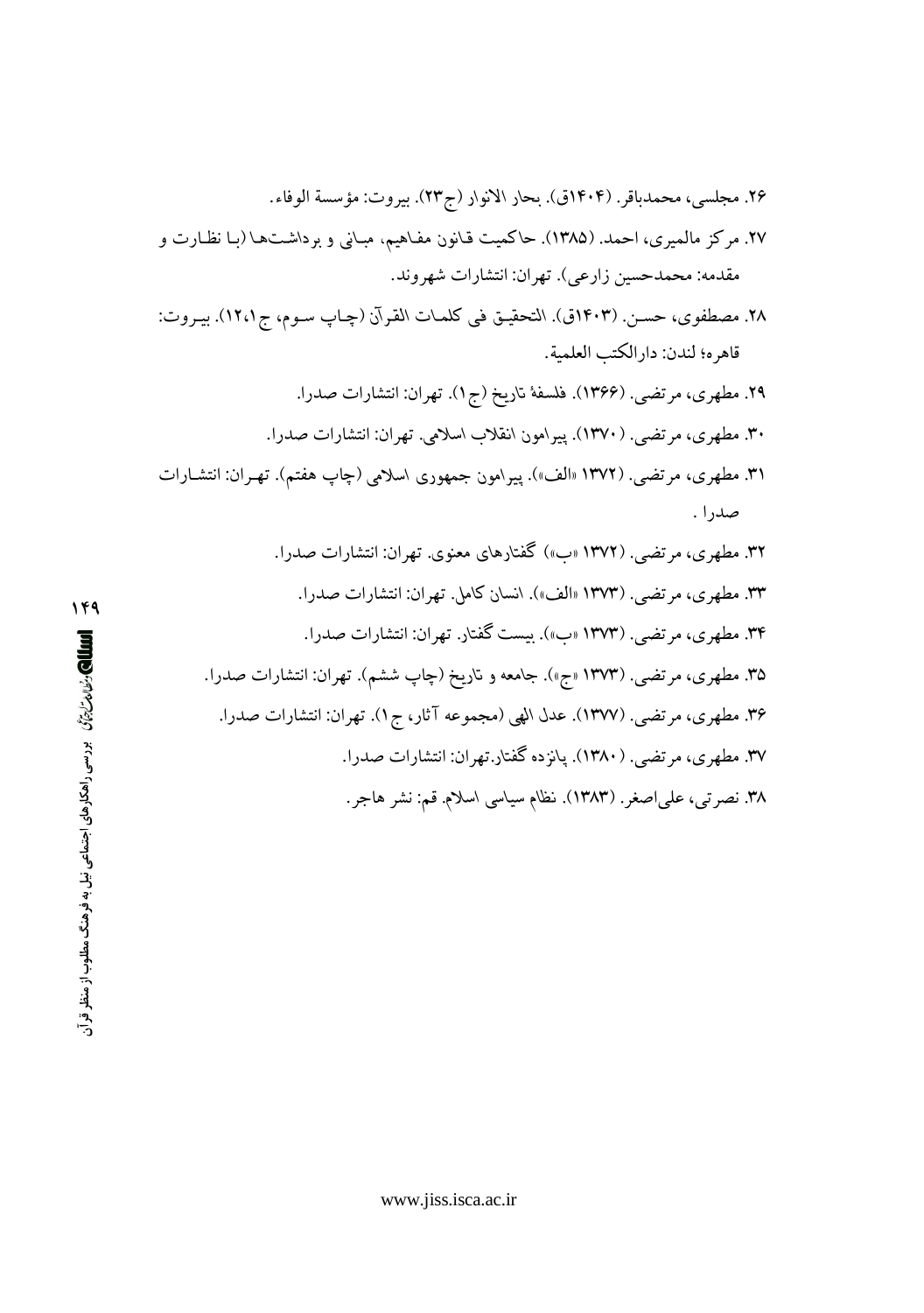۲۶. مجلسی، محمدباقر. (۱۴۰۴ق). بحار الانوار (ج۲۳). بیروت: مؤسسة الوفاء.

۲۷. مرکز مالمیری، احمد. (۱۳۸۵). حاکمیت قانون مفاهیم، مبانی و برداشت‌ها (با نظارت و مقدمه: محمدحسین زارعی). تهران: انتشارات شهروند.

۲۸. مصطفوی، حسن. (۱۴۰۳ق). التحقیق فی کلمات القرآن (چاپ سوم، ج۱،۱۲). بیروت: قاهره؛ لندن: دارالکتب العلمیة.

۲۹. مطهری، مرتضی. (۱۳۶۶). فلسفهٔ تاریخ (ج۱). تهران: انتشارات صدرا.

۳۰. مطهری، مرتضی. (۱۳۷۰). پیرامون انقلاب اسلامی. تهران: انتشارات صدرا.

۳۱. مطهری، مرتضی. (۱۳۷۲ «الف»). پیرامون جمهوری اسلامی (چاپ هفتم). تهران: انتشارات صدرا .

۳۲. مطهری، مرتضی. (۱۳۷۲ «ب») گفتارهای معنوی. تهران: انتشارات صدرا.

۳۳. مطهری، مرتضی. (۱۳۷۳ «الف»). انسان کامل. تهران: انتشارات صدرا.

۳۴. مطهری، مرتضی. (۱۳۷۳ «ب»). بیست گفتار. تهران: انتشارات صدرا.

۳۵. مطهری، مرتضی. (۱۳۷۳ «ج»). جامعه و تاریخ (چاپ ششم). تهران: انتشارات صدرا.

۳۶. مطهری، مرتضی. (۱۳۷۷). عدل الهی (مجموعه آثار، ج۱). تهران: انتشارات صدرا.

۳۷. مطهری، مرتضی. (۱۳۸۰). پانزده گفتار.تهران: انتشارات صدرا.

۳۸. نصرتی، علی‌اصغر. (۱۳۸۳). نظام سیاسی اسلام. قم: نشر هاجر.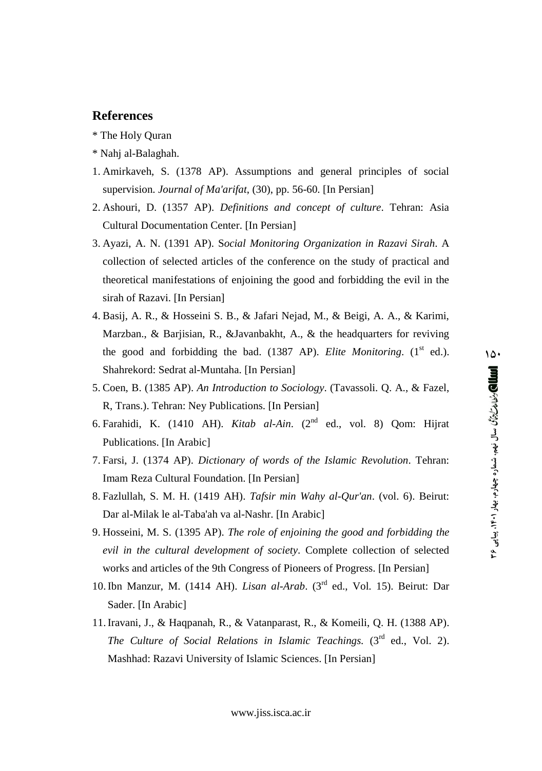## References

* The Holy Quran
* Nahj al-Balaghah.

1. Amirkaveh, S. (1378 AP). Assumptions and general principles of social supervision. *Journal of Ma'arifat*, (30), pp. 56-60. [In Persian]
2. Ashouri, D. (1357 AP). *Definitions and concept of culture*. Tehran: Asia Cultural Documentation Center. [In Persian]
3. Ayazi, A. N. (1391 AP). S*ocial Monitoring Organization in Razavi Sirah*. A collection of selected articles of the conference on the study of practical and theoretical manifestations of enjoining the good and forbidding the evil in the sirah of Razavi. [In Persian]
4. Basij, A. R., & Hosseini S. B., & Jafari Nejad, M., & Beigi, A. A., & Karimi, Marzban., & Barjisian, R., &Javanbakht, A., & the headquarters for reviving the good and forbidding the bad. (1387 AP). *Elite Monitoring*. (1st ed.). Shahrekord: Sedrat al-Muntaha. [In Persian]
5. Coen, B. (1385 AP). *An Introduction to Sociology*. (Tavassoli. Q. A., & Fazel, R, Trans.). Tehran: Ney Publications. [In Persian]
6. Farahidi, K. (1410 AH). *Kitab al-Ain*. (2nd ed., vol. 8) Qom: Hijrat Publications. [In Arabic]
7. Farsi, J. (1374 AP). *Dictionary of words of the Islamic Revolution*. Tehran: Imam Reza Cultural Foundation. [In Persian]
8. Fazlullah, S. M. H. (1419 AH). *Tafsir min Wahy al-Qur'an*. (vol. 6). Beirut: Dar al-Milak le al-Taba'ah va al-Nashr. [In Arabic]
9. Hosseini, M. S. (1395 AP). *The role of enjoining the good and forbidding the evil in the cultural development of society*. Complete collection of selected works and articles of the 9th Congress of Pioneers of Progress. [In Persian]
10. Ibn Manzur, M. (1414 AH). *Lisan al-Arab*. (3rd ed., Vol. 15). Beirut: Dar Sader. [In Arabic]
11. Iravani, J., & Haqpanah, R., & Vatanparast, R., & Komeili, Q. H. (1388 AP). *The Culture of Social Relations in Islamic Teachings.* (3rd ed., Vol. 2). Mashhad: Razavi University of Islamic Sciences. [In Persian]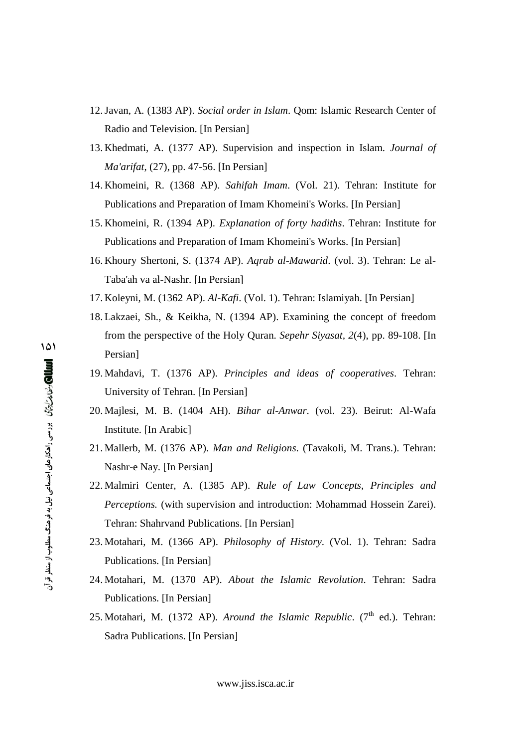12. Javan, A. (1383 AP). *Social order in Islam*. Qom: Islamic Research Center of Radio and Television. [In Persian]
13. Khedmati, A. (1377 AP). Supervision and inspection in Islam. *Journal of Ma'arifat*, (27), pp. 47-56. [In Persian]
14. Khomeini, R. (1368 AP). *Sahifah Imam*. (Vol. 21). Tehran: Institute for Publications and Preparation of Imam Khomeini's Works. [In Persian]
15. Khomeini, R. (1394 AP). *Explanation of forty hadiths*. Tehran: Institute for Publications and Preparation of Imam Khomeini's Works. [In Persian]
16. Khoury Shertoni, S. (1374 AP). *Aqrab al-Mawarid*. (vol. 3). Tehran: Le al-Taba'ah va al-Nashr. [In Persian]
17. Koleyni, M. (1362 AP). *Al-Kafi*. (Vol. 1). Tehran: Islamiyah. [In Persian]
18. Lakzaei, Sh., & Keikha, N. (1394 AP). Examining the concept of freedom from the perspective of the Holy Quran. *Sepehr Siyasat*, *2*(4), pp. 89-108. [In Persian]
19. Mahdavi, T. (1376 AP). *Principles and ideas of cooperatives*. Tehran: University of Tehran. [In Persian]
20. Majlesi, M. B. (1404 AH). *Bihar al-Anwar*. (vol. 23). Beirut: Al-Wafa Institute. [In Arabic]
21. Mallerb, M. (1376 AP). *Man and Religions*. (Tavakoli, M. Trans.). Tehran: Nashr-e Nay. [In Persian]
22. Malmiri Center, A. (1385 AP). *Rule of Law Concepts, Principles and Perceptions.* (with supervision and introduction: Mohammad Hossein Zarei). Tehran: Shahrvand Publications. [In Persian]
23. Motahari, M. (1366 AP). *Philosophy of History*. (Vol. 1). Tehran: Sadra Publications. [In Persian]
24. Motahari, M. (1370 AP). *About the Islamic Revolution*. Tehran: Sadra Publications. [In Persian]
25. Motahari, M. (1372 AP). *Around the Islamic Republic*. (7th ed.). Tehran: Sadra Publications. [In Persian]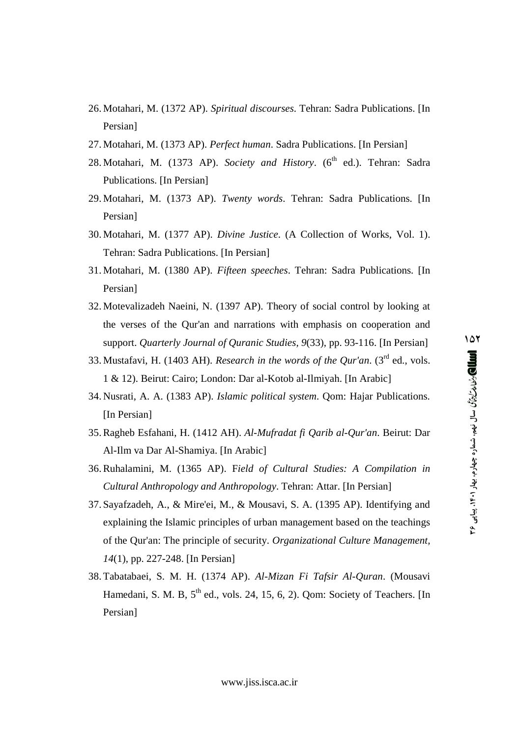26. Motahari, M. (1372 AP). *Spiritual discourses*. Tehran: Sadra Publications. [In Persian]
27. Motahari, M. (1373 AP). *Perfect human*. Sadra Publications. [In Persian]
28. Motahari, M. (1373 AP). *Society and History*. (6th ed.). Tehran: Sadra Publications. [In Persian]
29. Motahari, M. (1373 AP). *Twenty words*. Tehran: Sadra Publications. [In Persian]
30. Motahari, M. (1377 AP). *Divine Justice*. (A Collection of Works, Vol. 1). Tehran: Sadra Publications. [In Persian]
31. Motahari, M. (1380 AP). *Fifteen speeches*. Tehran: Sadra Publications. [In Persian]
32. Motevalizadeh Naeini, N. (1397 AP). Theory of social control by looking at the verses of the Qur'an and narrations with emphasis on cooperation and support. *Quarterly Journal of Quranic Studies, 9*(33), pp. 93-116. [In Persian]
33. Mustafavi, H. (1403 AH). *Research in the words of the Qur'an*. (3rd ed., vols. 1 & 12). Beirut: Cairo; London: Dar al-Kotob al-Ilmiyah. [In Arabic]
34. Nusrati, A. A. (1383 AP). *Islamic political system*. Qom: Hajar Publications. [In Persian]
35. Ragheb Esfahani, H. (1412 AH). *Al-Mufradat fi Qarib al-Qur'an*. Beirut: Dar Al-Ilm va Dar Al-Shamiya. [In Arabic]
36. Ruhalamini, M. (1365 AP). *Field of Cultural Studies: A Compilation in Cultural Anthropology and Anthropology*. Tehran: Attar. [In Persian]
37. Sayafzadeh, A., & Mire'ei, M., & Mousavi, S. A. (1395 AP). Identifying and explaining the Islamic principles of urban management based on the teachings of the Qur'an: The principle of security. *Organizational Culture Management, 14*(1), pp. 227-248. [In Persian]
38. Tabatabaei, S. M. H. (1374 AP). *Al-Mizan Fi Tafsir Al-Quran*. (Mousavi Hamedani, S. M. B, 5th ed., vols. 24, 15, 6, 2). Qom: Society of Teachers. [In Persian]